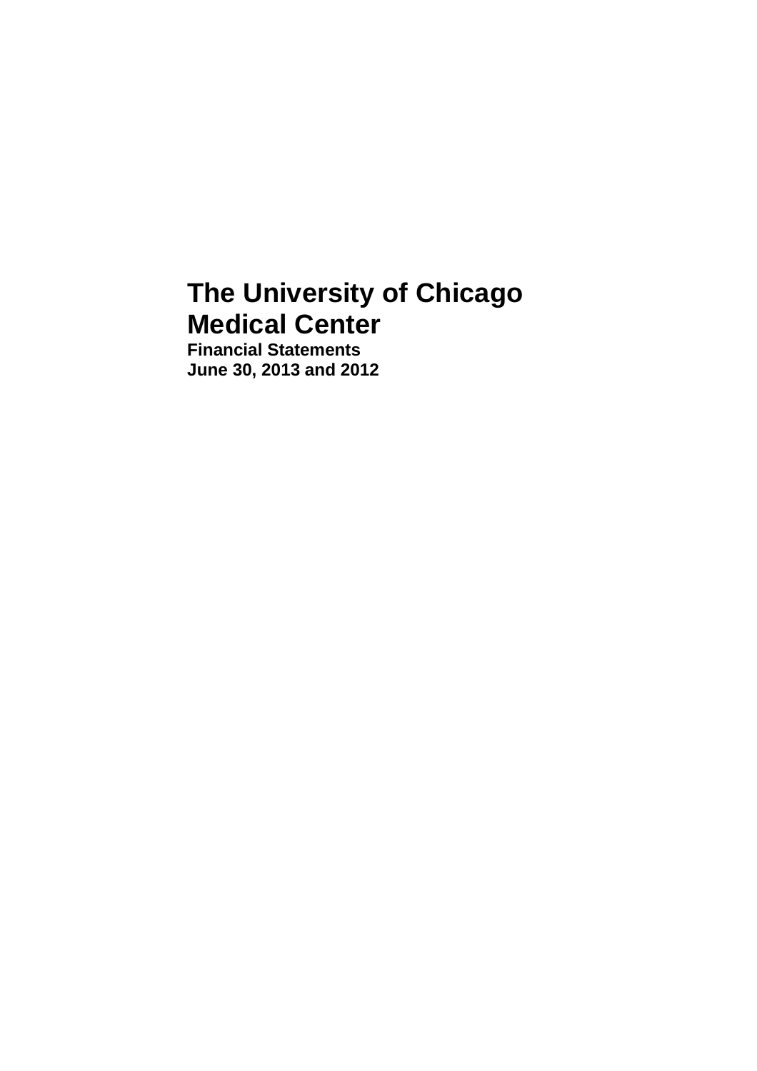# The University of Chicago Medical Center

**Financial Statements**
**June 30, 2013 and 2012**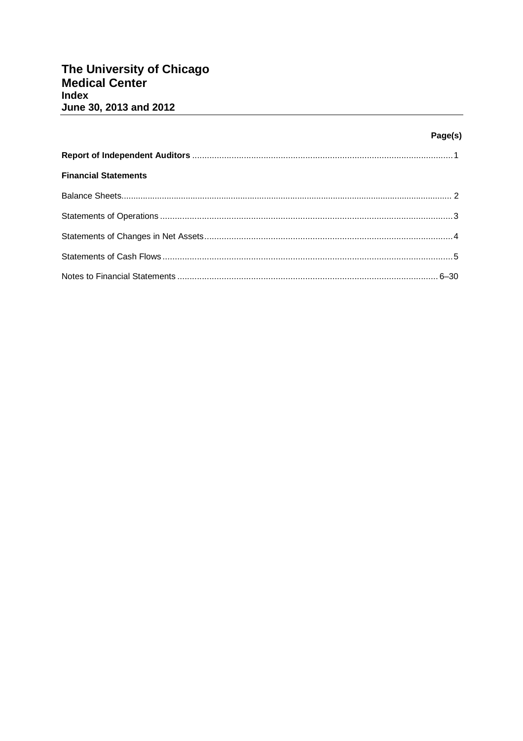# The University of Chicago Medical Center
## Index
## June 30, 2013 and 2012

| | Page(s) |
|---|---|
| **Report of Independent Auditors** | 1 |
| **Financial Statements** | |
| Balance Sheets | 2 |
| Statements of Operations | 3 |
| Statements of Changes in Net Assets | 4 |
| Statements of Cash Flows | 5 |
| Notes to Financial Statements | 6–30 |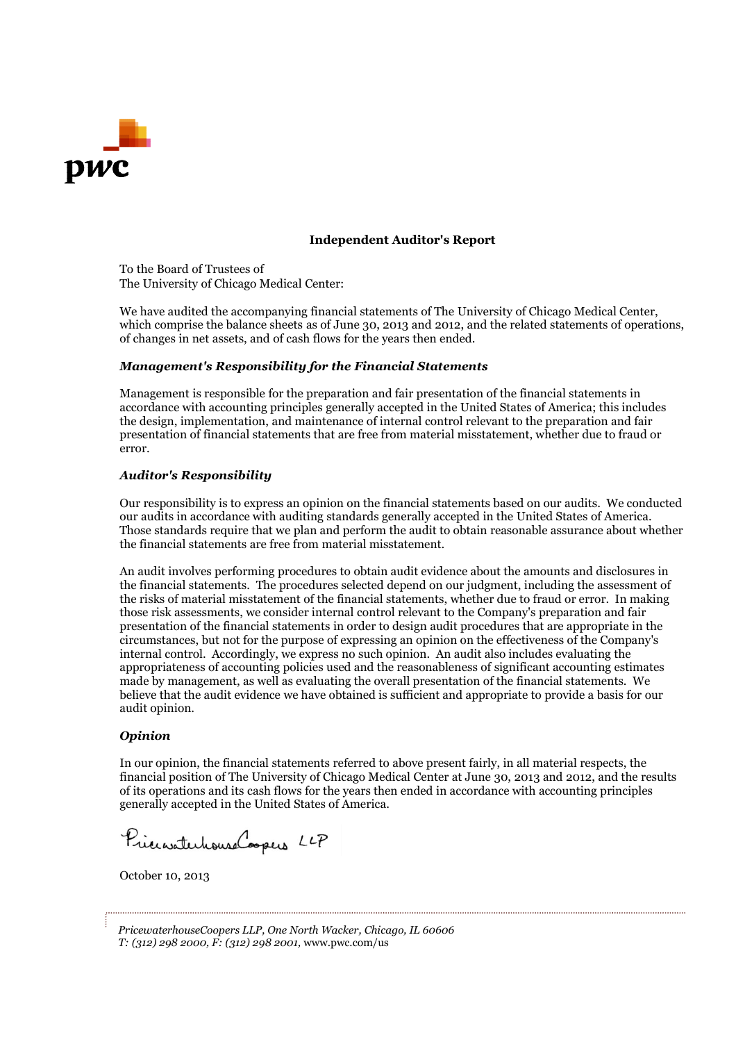pwc

# Independent Auditor's Report

To the Board of Trustees of
The University of Chicago Medical Center:

We have audited the accompanying financial statements of The University of Chicago Medical Center, which comprise the balance sheets as of June 30, 2013 and 2012, and the related statements of operations, of changes in net assets, and of cash flows for the years then ended.

### *Management's Responsibility for the Financial Statements*

Management is responsible for the preparation and fair presentation of the financial statements in accordance with accounting principles generally accepted in the United States of America; this includes the design, implementation, and maintenance of internal control relevant to the preparation and fair presentation of financial statements that are free from material misstatement, whether due to fraud or error.

### *Auditor's Responsibility*

Our responsibility is to express an opinion on the financial statements based on our audits. We conducted our audits in accordance with auditing standards generally accepted in the United States of America. Those standards require that we plan and perform the audit to obtain reasonable assurance about whether the financial statements are free from material misstatement.

An audit involves performing procedures to obtain audit evidence about the amounts and disclosures in the financial statements. The procedures selected depend on our judgment, including the assessment of the risks of material misstatement of the financial statements, whether due to fraud or error. In making those risk assessments, we consider internal control relevant to the Company's preparation and fair presentation of the financial statements in order to design audit procedures that are appropriate in the circumstances, but not for the purpose of expressing an opinion on the effectiveness of the Company's internal control. Accordingly, we express no such opinion. An audit also includes evaluating the appropriateness of accounting policies used and the reasonableness of significant accounting estimates made by management, as well as evaluating the overall presentation of the financial statements. We believe that the audit evidence we have obtained is sufficient and appropriate to provide a basis for our audit opinion.

### *Opinion*

In our opinion, the financial statements referred to above present fairly, in all material respects, the financial position of The University of Chicago Medical Center at June 30, 2013 and 2012, and the results of its operations and its cash flows for the years then ended in accordance with accounting principles generally accepted in the United States of America.

PricewaterhouseCoopers LLP

October 10, 2013

*PricewaterhouseCoopers LLP, One North Wacker, Chicago, IL 60606*
*T: (312) 298 2000, F: (312) 298 2001,* www.pwc.com/us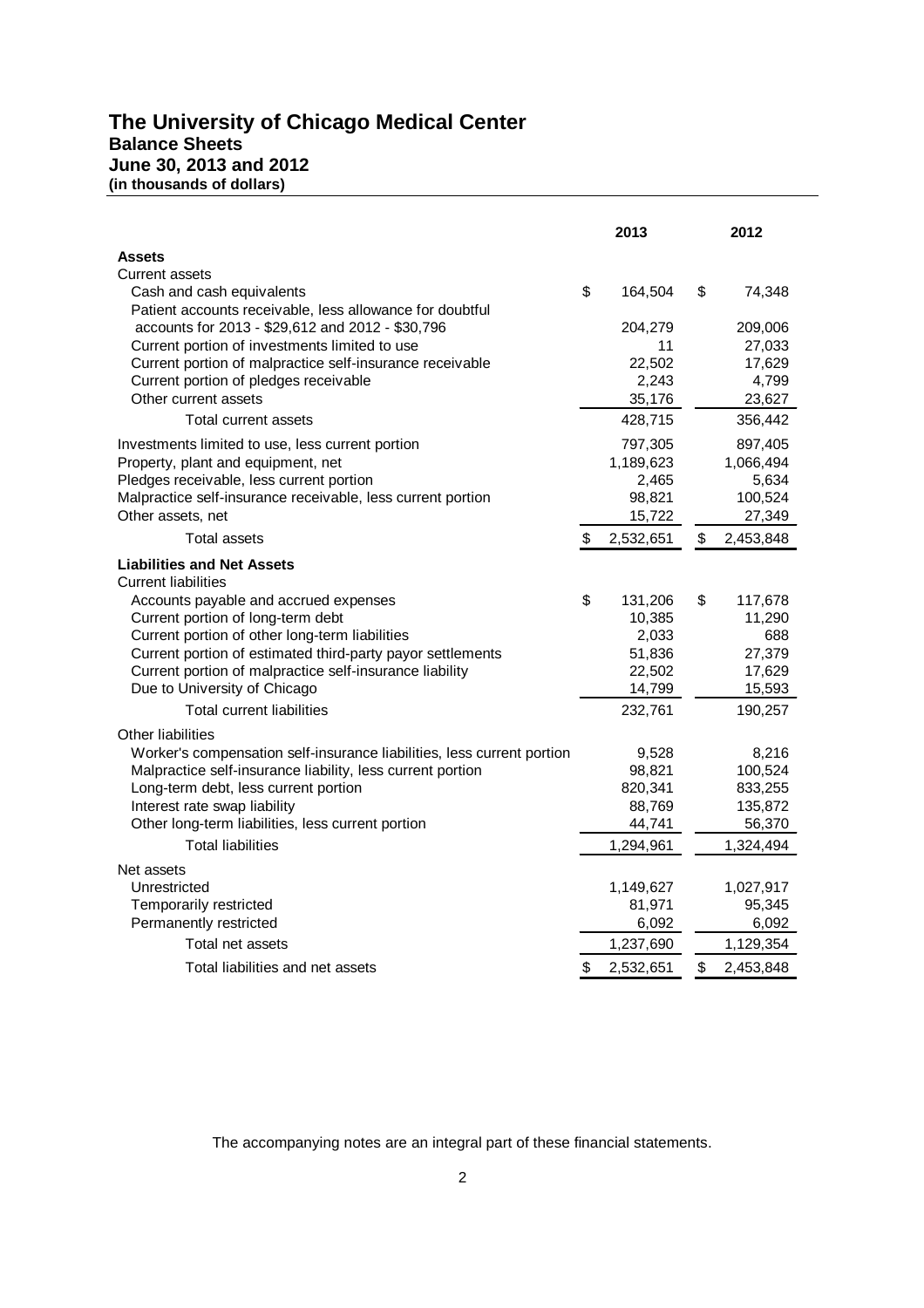# The University of Chicago Medical Center

## Balance Sheets

### June 30, 2013 and 2012

**(in thousands of dollars)**

| | 2013 | 2012 |
|---|---|---|
| **Assets** | | |
| Current assets | | |
| Cash and cash equivalents | $ 164,504 | $ 74,348 |
| Patient accounts receivable, less allowance for doubtful accounts for 2013 - $29,612 and 2012 - $30,796 | 204,279 | 209,006 |
| Current portion of investments limited to use | 11 | 27,033 |
| Current portion of malpractice self-insurance receivable | 22,502 | 17,629 |
| Current portion of pledges receivable | 2,243 | 4,799 |
| Other current assets | 35,176 | 23,627 |
| Total current assets | 428,715 | 356,442 |
| Investments limited to use, less current portion | 797,305 | 897,405 |
| Property, plant and equipment, net | 1,189,623 | 1,066,494 |
| Pledges receivable, less current portion | 2,465 | 5,634 |
| Malpractice self-insurance receivable, less current portion | 98,821 | 100,524 |
| Other assets, net | 15,722 | 27,349 |
| Total assets | $ 2,532,651 | $ 2,453,848 |
| **Liabilities and Net Assets** | | |
| Current liabilities | | |
| Accounts payable and accrued expenses | $ 131,206 | $ 117,678 |
| Current portion of long-term debt | 10,385 | 11,290 |
| Current portion of other long-term liabilities | 2,033 | 688 |
| Current portion of estimated third-party payor settlements | 51,836 | 27,379 |
| Current portion of malpractice self-insurance liability | 22,502 | 17,629 |
| Due to University of Chicago | 14,799 | 15,593 |
| Total current liabilities | 232,761 | 190,257 |
| Other liabilities | | |
| Worker's compensation self-insurance liabilities, less current portion | 9,528 | 8,216 |
| Malpractice self-insurance liability, less current portion | 98,821 | 100,524 |
| Long-term debt, less current portion | 820,341 | 833,255 |
| Interest rate swap liability | 88,769 | 135,872 |
| Other long-term liabilities, less current portion | 44,741 | 56,370 |
| Total liabilities | 1,294,961 | 1,324,494 |
| Net assets | | |
| Unrestricted | 1,149,627 | 1,027,917 |
| Temporarily restricted | 81,971 | 95,345 |
| Permanently restricted | 6,092 | 6,092 |
| Total net assets | 1,237,690 | 1,129,354 |
| Total liabilities and net assets | $ 2,532,651 | $ 2,453,848 |

The accompanying notes are an integral part of these financial statements.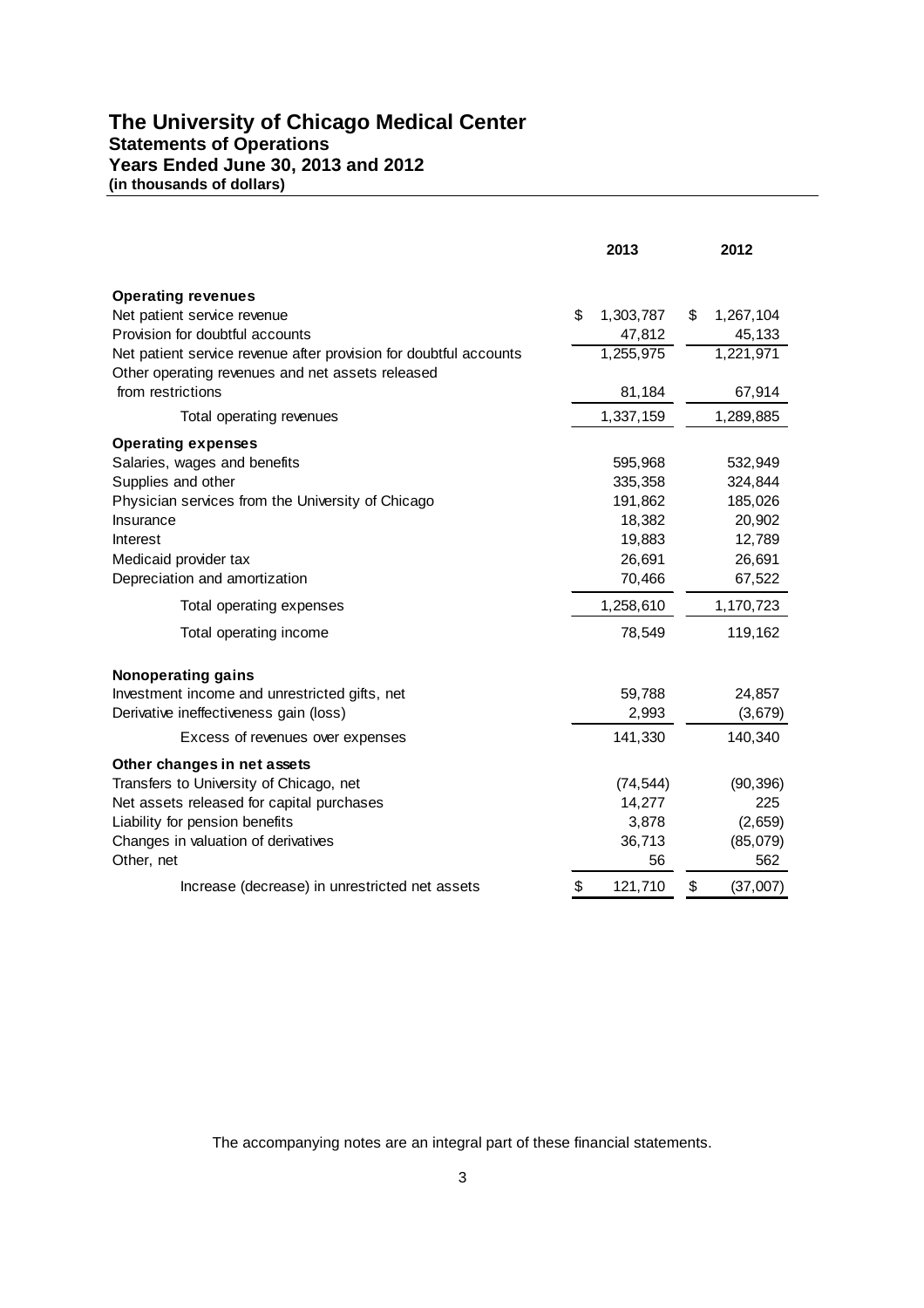# The University of Chicago Medical Center

## Statements of Operations

### Years Ended June 30, 2013 and 2012

**(in thousands of dollars)**

| | 2013 | 2012 |
|---|---|---|
| **Operating revenues** | | |
| Net patient service revenue | $ 1,303,787 | $ 1,267,104 |
| Provision for doubtful accounts | 47,812 | 45,133 |
| Net patient service revenue after provision for doubtful accounts | 1,255,975 | 1,221,971 |
| Other operating revenues and net assets released from restrictions | 81,184 | 67,914 |
| Total operating revenues | 1,337,159 | 1,289,885 |
| **Operating expenses** | | |
| Salaries, wages and benefits | 595,968 | 532,949 |
| Supplies and other | 335,358 | 324,844 |
| Physician services from the University of Chicago | 191,862 | 185,026 |
| Insurance | 18,382 | 20,902 |
| Interest | 19,883 | 12,789 |
| Medicaid provider tax | 26,691 | 26,691 |
| Depreciation and amortization | 70,466 | 67,522 |
| Total operating expenses | 1,258,610 | 1,170,723 |
| Total operating income | 78,549 | 119,162 |
| **Nonoperating gains** | | |
| Investment income and unrestricted gifts, net | 59,788 | 24,857 |
| Derivative ineffectiveness gain (loss) | 2,993 | (3,679) |
| Excess of revenues over expenses | 141,330 | 140,340 |
| **Other changes in net assets** | | |
| Transfers to University of Chicago, net | (74,544) | (90,396) |
| Net assets released for capital purchases | 14,277 | 225 |
| Liability for pension benefits | 3,878 | (2,659) |
| Changes in valuation of derivatives | 36,713 | (85,079) |
| Other, net | 56 | 562 |
| Increase (decrease) in unrestricted net assets | $ 121,710 | $ (37,007) |

The accompanying notes are an integral part of these financial statements.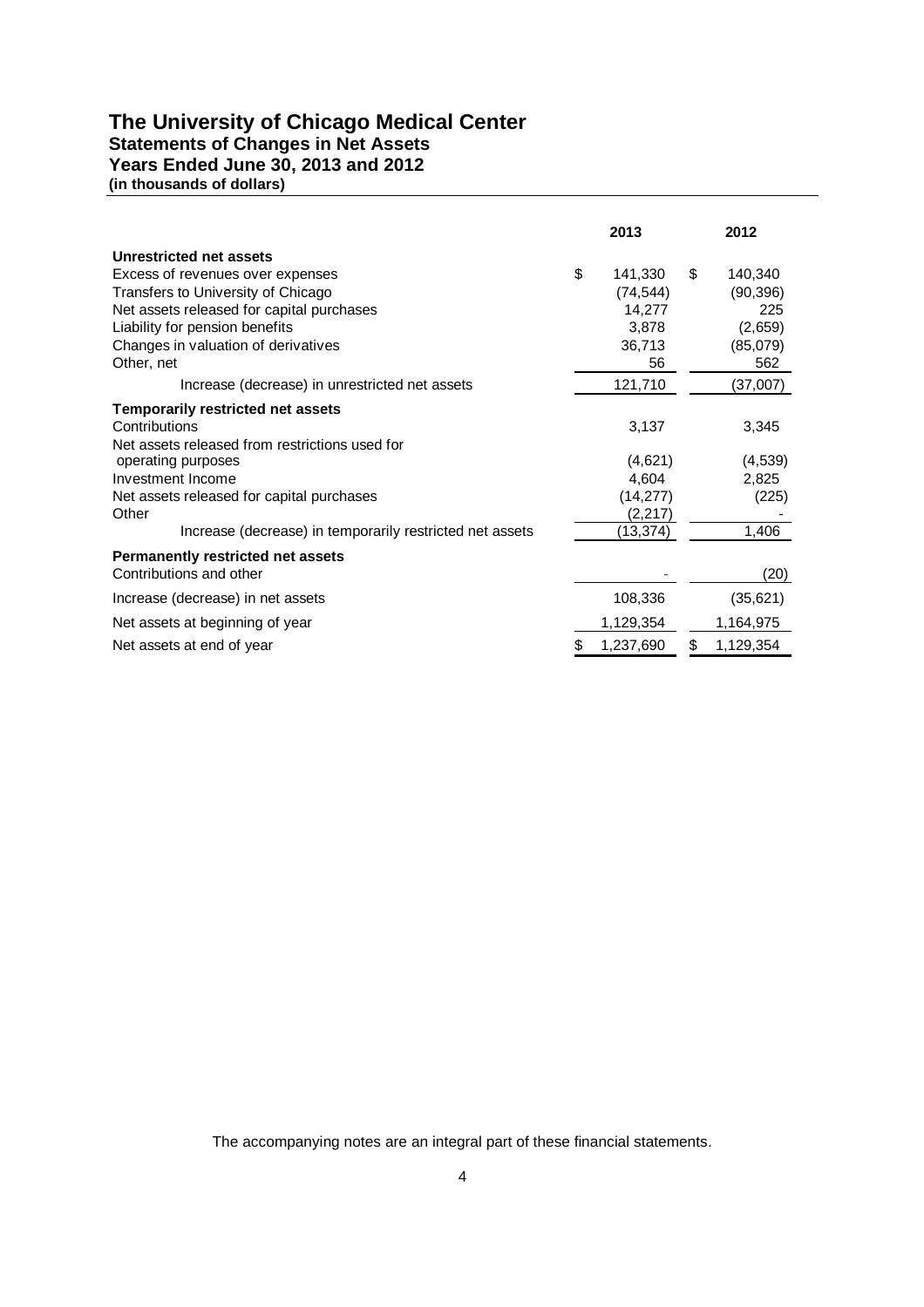# The University of Chicago Medical Center

## Statements of Changes in Net Assets

## Years Ended June 30, 2013 and 2012

**(in thousands of dollars)**

| | 2013 | 2012 |
|---|---|---|
| **Unrestricted net assets** | | |
| Excess of revenues over expenses | $ 141,330 | $ 140,340 |
| Transfers to University of Chicago | (74,544) | (90,396) |
| Net assets released for capital purchases | 14,277 | 225 |
| Liability for pension benefits | 3,878 | (2,659) |
| Changes in valuation of derivatives | 36,713 | (85,079) |
| Other, net | 56 | 562 |
| Increase (decrease) in unrestricted net assets | 121,710 | (37,007) |
| **Temporarily restricted net assets** | | |
| Contributions | 3,137 | 3,345 |
| Net assets released from restrictions used for operating purposes | (4,621) | (4,539) |
| Investment Income | 4,604 | 2,825 |
| Net assets released for capital purchases | (14,277) | (225) |
| Other | (2,217) | - |
| Increase (decrease) in temporarily restricted net assets | (13,374) | 1,406 |
| **Permanently restricted net assets** | | |
| Contributions and other | - | (20) |
| Increase (decrease) in net assets | 108,336 | (35,621) |
| Net assets at beginning of year | 1,129,354 | 1,164,975 |
| Net assets at end of year | $ 1,237,690 | $ 1,129,354 |

The accompanying notes are an integral part of these financial statements.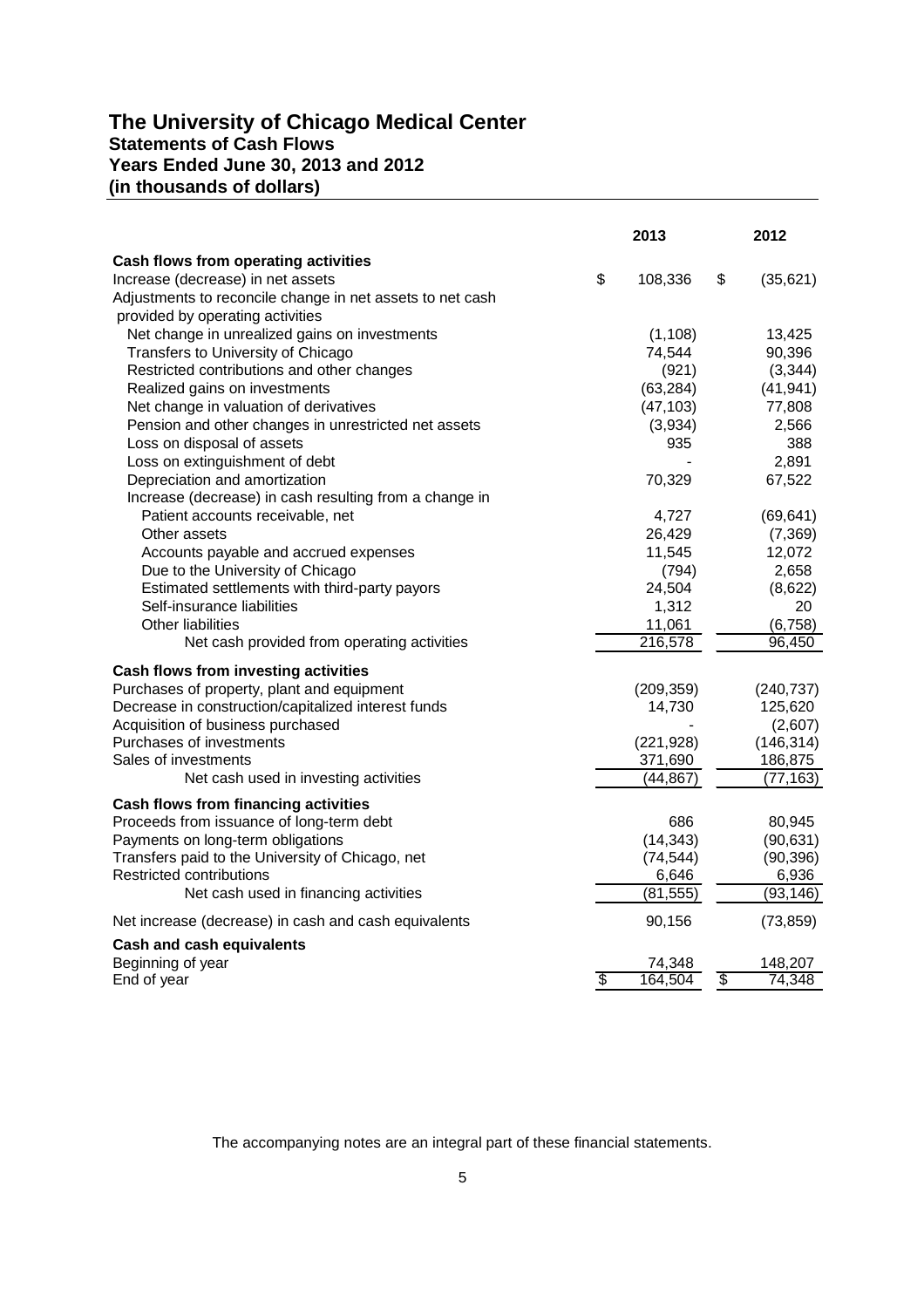# The University of Chicago Medical Center
## Statements of Cash Flows
## Years Ended June 30, 2013 and 2012
## (in thousands of dollars)

| | 2013 | 2012 |
|---|---|---|
| **Cash flows from operating activities** | | |
| Increase (decrease) in net assets | $ 108,336 | $ (35,621) |
| Adjustments to reconcile change in net assets to net cash provided by operating activities | | |
| Net change in unrealized gains on investments | (1,108) | 13,425 |
| Transfers to University of Chicago | 74,544 | 90,396 |
| Restricted contributions and other changes | (921) | (3,344) |
| Realized gains on investments | (63,284) | (41,941) |
| Net change in valuation of derivatives | (47,103) | 77,808 |
| Pension and other changes in unrestricted net assets | (3,934) | 2,566 |
| Loss on disposal of assets | 935 | 388 |
| Loss on extinguishment of debt | - | 2,891 |
| Depreciation and amortization | 70,329 | 67,522 |
| Increase (decrease) in cash resulting from a change in | | |
| Patient accounts receivable, net | 4,727 | (69,641) |
| Other assets | 26,429 | (7,369) |
| Accounts payable and accrued expenses | 11,545 | 12,072 |
| Due to the University of Chicago | (794) | 2,658 |
| Estimated settlements with third-party payors | 24,504 | (8,622) |
| Self-insurance liabilities | 1,312 | 20 |
| Other liabilities | 11,061 | (6,758) |
| Net cash provided from operating activities | 216,578 | 96,450 |
| **Cash flows from investing activities** | | |
| Purchases of property, plant and equipment | (209,359) | (240,737) |
| Decrease in construction/capitalized interest funds | 14,730 | 125,620 |
| Acquisition of business purchased | - | (2,607) |
| Purchases of investments | (221,928) | (146,314) |
| Sales of investments | 371,690 | 186,875 |
| Net cash used in investing activities | (44,867) | (77,163) |
| **Cash flows from financing activities** | | |
| Proceeds from issuance of long-term debt | 686 | 80,945 |
| Payments on long-term obligations | (14,343) | (90,631) |
| Transfers paid to the University of Chicago, net | (74,544) | (90,396) |
| Restricted contributions | 6,646 | 6,936 |
| Net cash used in financing activities | (81,555) | (93,146) |
| Net increase (decrease) in cash and cash equivalents | 90,156 | (73,859) |
| **Cash and cash equivalents** | | |
| Beginning of year | 74,348 | 148,207 |
| End of year | $ 164,504 | $ 74,348 |

The accompanying notes are an integral part of these financial statements.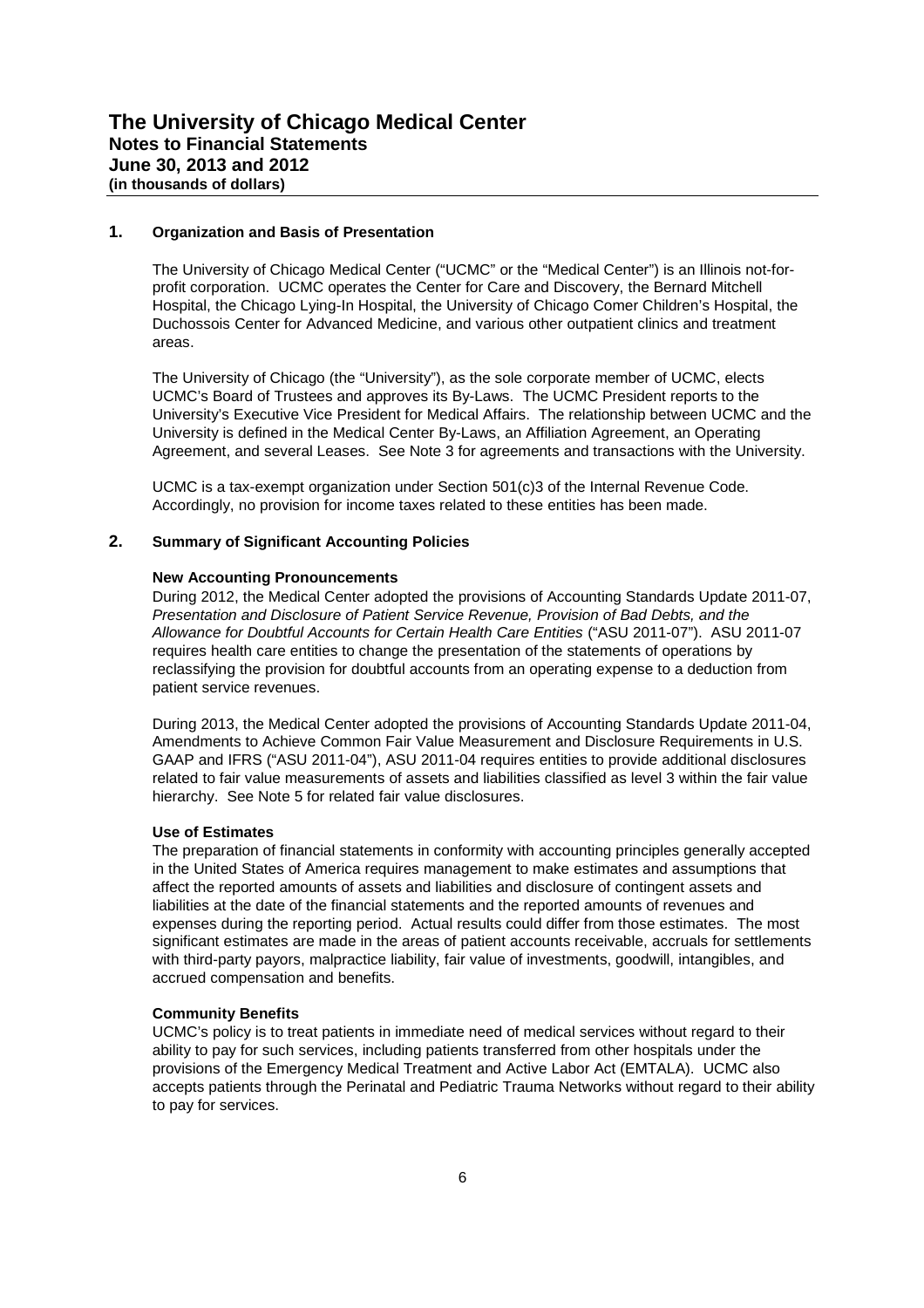## 1. Organization and Basis of Presentation

The University of Chicago Medical Center ("UCMC" or the "Medical Center") is an Illinois not-for-profit corporation. UCMC operates the Center for Care and Discovery, the Bernard Mitchell Hospital, the Chicago Lying-In Hospital, the University of Chicago Comer Children's Hospital, the Duchossois Center for Advanced Medicine, and various other outpatient clinics and treatment areas.

The University of Chicago (the "University"), as the sole corporate member of UCMC, elects UCMC's Board of Trustees and approves its By-Laws. The UCMC President reports to the University's Executive Vice President for Medical Affairs. The relationship between UCMC and the University is defined in the Medical Center By-Laws, an Affiliation Agreement, an Operating Agreement, and several Leases. See Note 3 for agreements and transactions with the University.

UCMC is a tax-exempt organization under Section 501(c)3 of the Internal Revenue Code. Accordingly, no provision for income taxes related to these entities has been made.

## 2. Summary of Significant Accounting Policies

### New Accounting Pronouncements

During 2012, the Medical Center adopted the provisions of Accounting Standards Update 2011-07, *Presentation and Disclosure of Patient Service Revenue, Provision of Bad Debts, and the Allowance for Doubtful Accounts for Certain Health Care Entities* ("ASU 2011-07"). ASU 2011-07 requires health care entities to change the presentation of the statements of operations by reclassifying the provision for doubtful accounts from an operating expense to a deduction from patient service revenues.

During 2013, the Medical Center adopted the provisions of Accounting Standards Update 2011-04, Amendments to Achieve Common Fair Value Measurement and Disclosure Requirements in U.S. GAAP and IFRS ("ASU 2011-04"), ASU 2011-04 requires entities to provide additional disclosures related to fair value measurements of assets and liabilities classified as level 3 within the fair value hierarchy. See Note 5 for related fair value disclosures.

### Use of Estimates

The preparation of financial statements in conformity with accounting principles generally accepted in the United States of America requires management to make estimates and assumptions that affect the reported amounts of assets and liabilities and disclosure of contingent assets and liabilities at the date of the financial statements and the reported amounts of revenues and expenses during the reporting period. Actual results could differ from those estimates. The most significant estimates are made in the areas of patient accounts receivable, accruals for settlements with third-party payors, malpractice liability, fair value of investments, goodwill, intangibles, and accrued compensation and benefits.

### Community Benefits

UCMC's policy is to treat patients in immediate need of medical services without regard to their ability to pay for such services, including patients transferred from other hospitals under the provisions of the Emergency Medical Treatment and Active Labor Act (EMTALA). UCMC also accepts patients through the Perinatal and Pediatric Trauma Networks without regard to their ability to pay for services.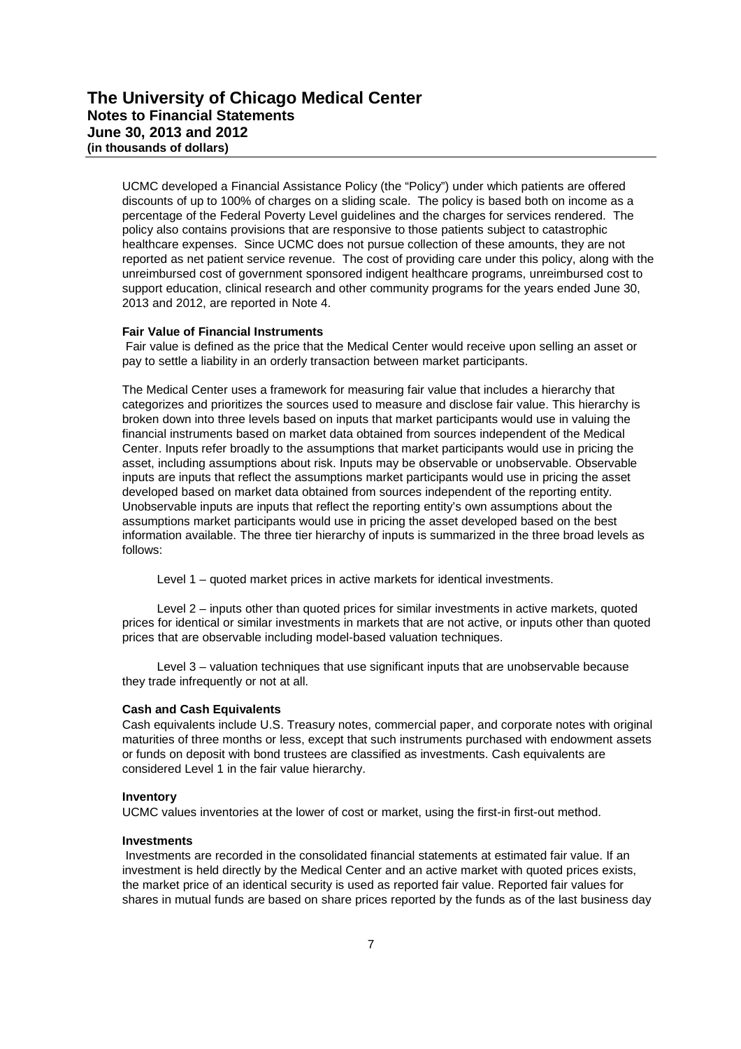UCMC developed a Financial Assistance Policy (the "Policy") under which patients are offered discounts of up to 100% of charges on a sliding scale. The policy is based both on income as a percentage of the Federal Poverty Level guidelines and the charges for services rendered. The policy also contains provisions that are responsive to those patients subject to catastrophic healthcare expenses. Since UCMC does not pursue collection of these amounts, they are not reported as net patient service revenue. The cost of providing care under this policy, along with the unreimbursed cost of government sponsored indigent healthcare programs, unreimbursed cost to support education, clinical research and other community programs for the years ended June 30, 2013 and 2012, are reported in Note 4.

**Fair Value of Financial Instruments**

Fair value is defined as the price that the Medical Center would receive upon selling an asset or pay to settle a liability in an orderly transaction between market participants.

The Medical Center uses a framework for measuring fair value that includes a hierarchy that categorizes and prioritizes the sources used to measure and disclose fair value. This hierarchy is broken down into three levels based on inputs that market participants would use in valuing the financial instruments based on market data obtained from sources independent of the Medical Center. Inputs refer broadly to the assumptions that market participants would use in pricing the asset, including assumptions about risk. Inputs may be observable or unobservable. Observable inputs are inputs that reflect the assumptions market participants would use in pricing the asset developed based on market data obtained from sources independent of the reporting entity. Unobservable inputs are inputs that reflect the reporting entity's own assumptions about the assumptions market participants would use in pricing the asset developed based on the best information available. The three tier hierarchy of inputs is summarized in the three broad levels as follows:

Level 1 – quoted market prices in active markets for identical investments.

Level 2 – inputs other than quoted prices for similar investments in active markets, quoted prices for identical or similar investments in markets that are not active, or inputs other than quoted prices that are observable including model-based valuation techniques.

Level 3 – valuation techniques that use significant inputs that are unobservable because they trade infrequently or not at all.

**Cash and Cash Equivalents**

Cash equivalents include U.S. Treasury notes, commercial paper, and corporate notes with original maturities of three months or less, except that such instruments purchased with endowment assets or funds on deposit with bond trustees are classified as investments. Cash equivalents are considered Level 1 in the fair value hierarchy.

**Inventory**

UCMC values inventories at the lower of cost or market, using the first-in first-out method.

**Investments**

Investments are recorded in the consolidated financial statements at estimated fair value. If an investment is held directly by the Medical Center and an active market with quoted prices exists, the market price of an identical security is used as reported fair value. Reported fair values for shares in mutual funds are based on share prices reported by the funds as of the last business day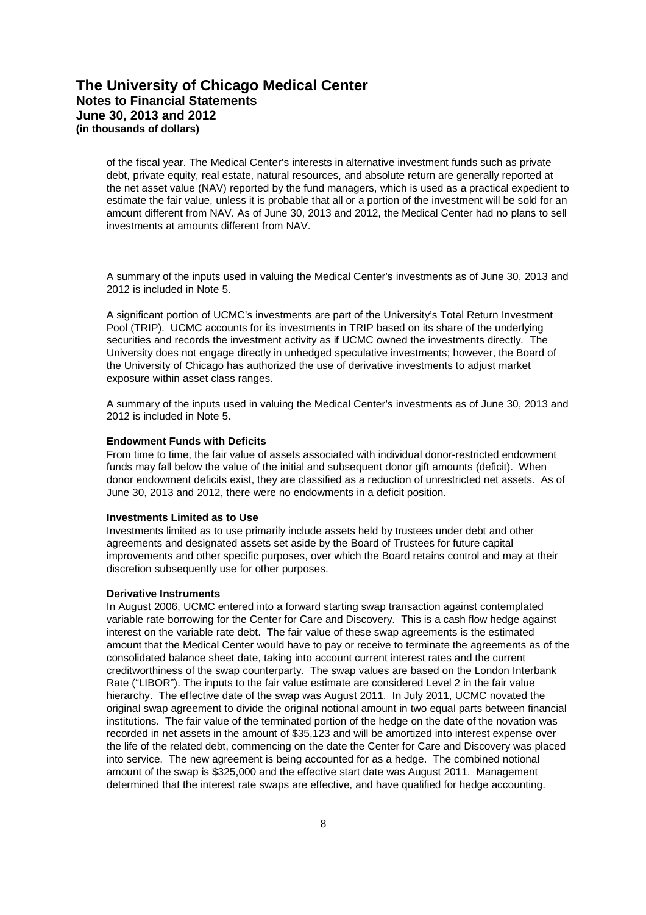of the fiscal year. The Medical Center's interests in alternative investment funds such as private debt, private equity, real estate, natural resources, and absolute return are generally reported at the net asset value (NAV) reported by the fund managers, which is used as a practical expedient to estimate the fair value, unless it is probable that all or a portion of the investment will be sold for an amount different from NAV. As of June 30, 2013 and 2012, the Medical Center had no plans to sell investments at amounts different from NAV.

A summary of the inputs used in valuing the Medical Center's investments as of June 30, 2013 and 2012 is included in Note 5.

A significant portion of UCMC's investments are part of the University's Total Return Investment Pool (TRIP). UCMC accounts for its investments in TRIP based on its share of the underlying securities and records the investment activity as if UCMC owned the investments directly. The University does not engage directly in unhedged speculative investments; however, the Board of the University of Chicago has authorized the use of derivative investments to adjust market exposure within asset class ranges.

A summary of the inputs used in valuing the Medical Center's investments as of June 30, 2013 and 2012 is included in Note 5.

**Endowment Funds with Deficits**

From time to time, the fair value of assets associated with individual donor-restricted endowment funds may fall below the value of the initial and subsequent donor gift amounts (deficit). When donor endowment deficits exist, they are classified as a reduction of unrestricted net assets. As of June 30, 2013 and 2012, there were no endowments in a deficit position.

**Investments Limited as to Use**

Investments limited as to use primarily include assets held by trustees under debt and other agreements and designated assets set aside by the Board of Trustees for future capital improvements and other specific purposes, over which the Board retains control and may at their discretion subsequently use for other purposes.

**Derivative Instruments**

In August 2006, UCMC entered into a forward starting swap transaction against contemplated variable rate borrowing for the Center for Care and Discovery. This is a cash flow hedge against interest on the variable rate debt. The fair value of these swap agreements is the estimated amount that the Medical Center would have to pay or receive to terminate the agreements as of the consolidated balance sheet date, taking into account current interest rates and the current creditworthiness of the swap counterparty. The swap values are based on the London Interbank Rate ("LIBOR"). The inputs to the fair value estimate are considered Level 2 in the fair value hierarchy. The effective date of the swap was August 2011. In July 2011, UCMC novated the original swap agreement to divide the original notional amount in two equal parts between financial institutions. The fair value of the terminated portion of the hedge on the date of the novation was recorded in net assets in the amount of $35,123 and will be amortized into interest expense over the life of the related debt, commencing on the date the Center for Care and Discovery was placed into service. The new agreement is being accounted for as a hedge. The combined notional amount of the swap is $325,000 and the effective start date was August 2011. Management determined that the interest rate swaps are effective, and have qualified for hedge accounting.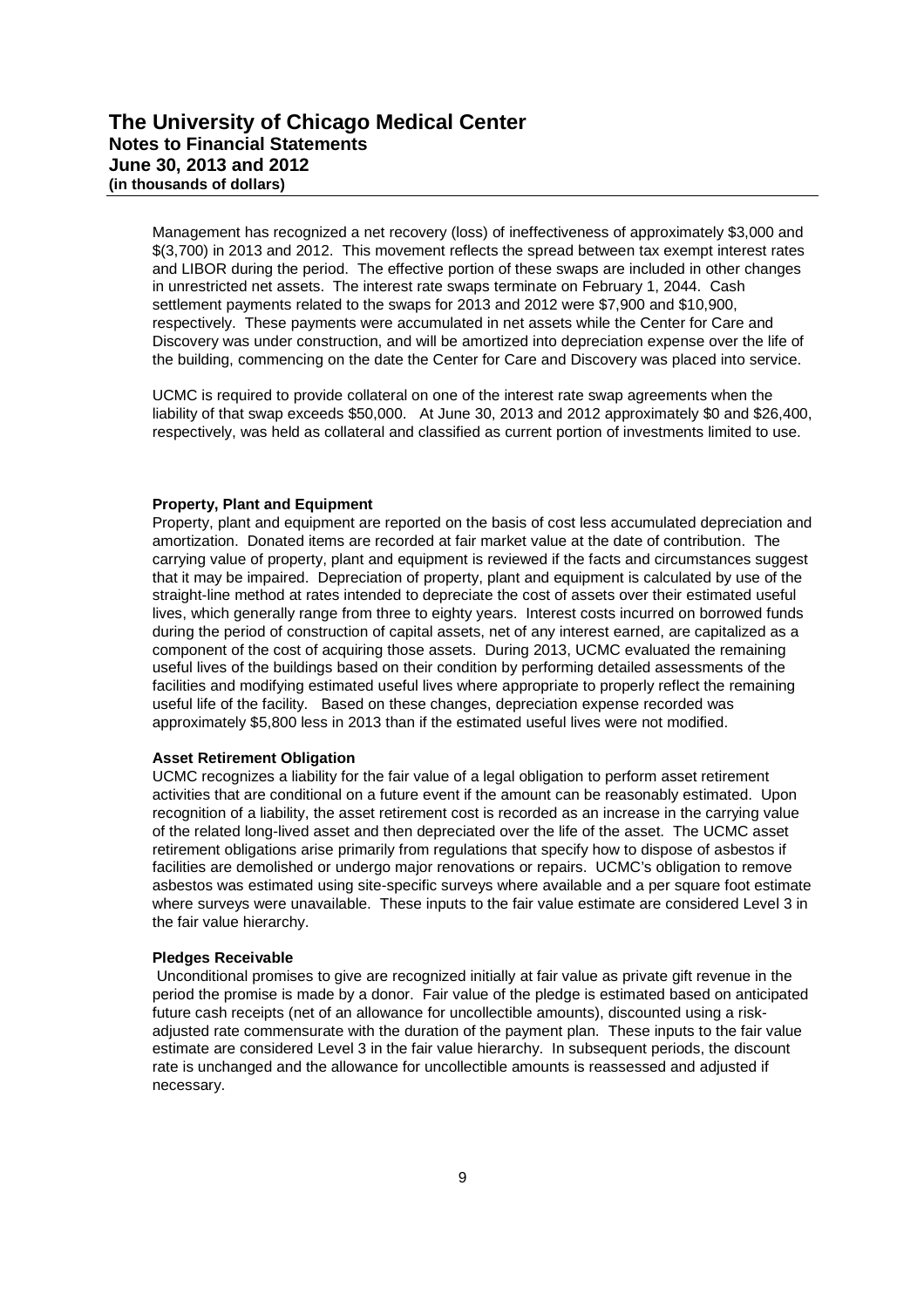Management has recognized a net recovery (loss) of ineffectiveness of approximately $3,000 and $(3,700) in 2013 and 2012. This movement reflects the spread between tax exempt interest rates and LIBOR during the period. The effective portion of these swaps are included in other changes in unrestricted net assets. The interest rate swaps terminate on February 1, 2044. Cash settlement payments related to the swaps for 2013 and 2012 were $7,900 and $10,900, respectively. These payments were accumulated in net assets while the Center for Care and Discovery was under construction, and will be amortized into depreciation expense over the life of the building, commencing on the date the Center for Care and Discovery was placed into service.

UCMC is required to provide collateral on one of the interest rate swap agreements when the liability of that swap exceeds $50,000. At June 30, 2013 and 2012 approximately $0 and $26,400, respectively, was held as collateral and classified as current portion of investments limited to use.

**Property, Plant and Equipment**

Property, plant and equipment are reported on the basis of cost less accumulated depreciation and amortization. Donated items are recorded at fair market value at the date of contribution. The carrying value of property, plant and equipment is reviewed if the facts and circumstances suggest that it may be impaired. Depreciation of property, plant and equipment is calculated by use of the straight-line method at rates intended to depreciate the cost of assets over their estimated useful lives, which generally range from three to eighty years. Interest costs incurred on borrowed funds during the period of construction of capital assets, net of any interest earned, are capitalized as a component of the cost of acquiring those assets. During 2013, UCMC evaluated the remaining useful lives of the buildings based on their condition by performing detailed assessments of the facilities and modifying estimated useful lives where appropriate to properly reflect the remaining useful life of the facility. Based on these changes, depreciation expense recorded was approximately $5,800 less in 2013 than if the estimated useful lives were not modified.

**Asset Retirement Obligation**

UCMC recognizes a liability for the fair value of a legal obligation to perform asset retirement activities that are conditional on a future event if the amount can be reasonably estimated. Upon recognition of a liability, the asset retirement cost is recorded as an increase in the carrying value of the related long-lived asset and then depreciated over the life of the asset. The UCMC asset retirement obligations arise primarily from regulations that specify how to dispose of asbestos if facilities are demolished or undergo major renovations or repairs. UCMC's obligation to remove asbestos was estimated using site-specific surveys where available and a per square foot estimate where surveys were unavailable. These inputs to the fair value estimate are considered Level 3 in the fair value hierarchy.

**Pledges Receivable**

Unconditional promises to give are recognized initially at fair value as private gift revenue in the period the promise is made by a donor. Fair value of the pledge is estimated based on anticipated future cash receipts (net of an allowance for uncollectible amounts), discounted using a risk-adjusted rate commensurate with the duration of the payment plan. These inputs to the fair value estimate are considered Level 3 in the fair value hierarchy. In subsequent periods, the discount rate is unchanged and the allowance for uncollectible amounts is reassessed and adjusted if necessary.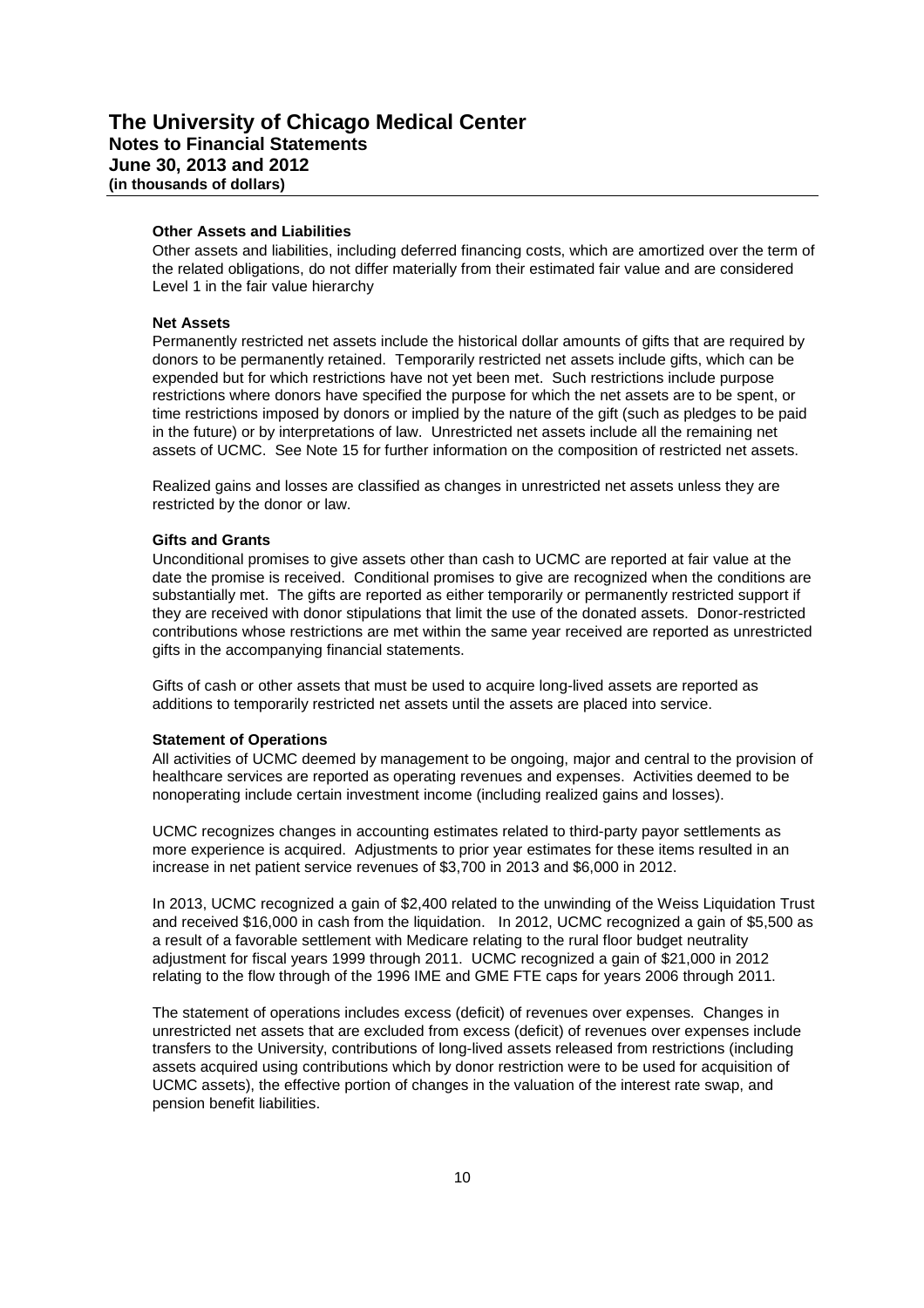### Other Assets and Liabilities

Other assets and liabilities, including deferred financing costs, which are amortized over the term of the related obligations, do not differ materially from their estimated fair value and are considered Level 1 in the fair value hierarchy

### Net Assets

Permanently restricted net assets include the historical dollar amounts of gifts that are required by donors to be permanently retained. Temporarily restricted net assets include gifts, which can be expended but for which restrictions have not yet been met. Such restrictions include purpose restrictions where donors have specified the purpose for which the net assets are to be spent, or time restrictions imposed by donors or implied by the nature of the gift (such as pledges to be paid in the future) or by interpretations of law. Unrestricted net assets include all the remaining net assets of UCMC. See Note 15 for further information on the composition of restricted net assets.

Realized gains and losses are classified as changes in unrestricted net assets unless they are restricted by the donor or law.

### Gifts and Grants

Unconditional promises to give assets other than cash to UCMC are reported at fair value at the date the promise is received. Conditional promises to give are recognized when the conditions are substantially met. The gifts are reported as either temporarily or permanently restricted support if they are received with donor stipulations that limit the use of the donated assets. Donor-restricted contributions whose restrictions are met within the same year received are reported as unrestricted gifts in the accompanying financial statements.

Gifts of cash or other assets that must be used to acquire long-lived assets are reported as additions to temporarily restricted net assets until the assets are placed into service.

### Statement of Operations

All activities of UCMC deemed by management to be ongoing, major and central to the provision of healthcare services are reported as operating revenues and expenses. Activities deemed to be nonoperating include certain investment income (including realized gains and losses).

UCMC recognizes changes in accounting estimates related to third-party payor settlements as more experience is acquired. Adjustments to prior year estimates for these items resulted in an increase in net patient service revenues of $3,700 in 2013 and $6,000 in 2012.

In 2013, UCMC recognized a gain of $2,400 related to the unwinding of the Weiss Liquidation Trust and received $16,000 in cash from the liquidation. In 2012, UCMC recognized a gain of $5,500 as a result of a favorable settlement with Medicare relating to the rural floor budget neutrality adjustment for fiscal years 1999 through 2011. UCMC recognized a gain of $21,000 in 2012 relating to the flow through of the 1996 IME and GME FTE caps for years 2006 through 2011.

The statement of operations includes excess (deficit) of revenues over expenses. Changes in unrestricted net assets that are excluded from excess (deficit) of revenues over expenses include transfers to the University, contributions of long-lived assets released from restrictions (including assets acquired using contributions which by donor restriction were to be used for acquisition of UCMC assets), the effective portion of changes in the valuation of the interest rate swap, and pension benefit liabilities.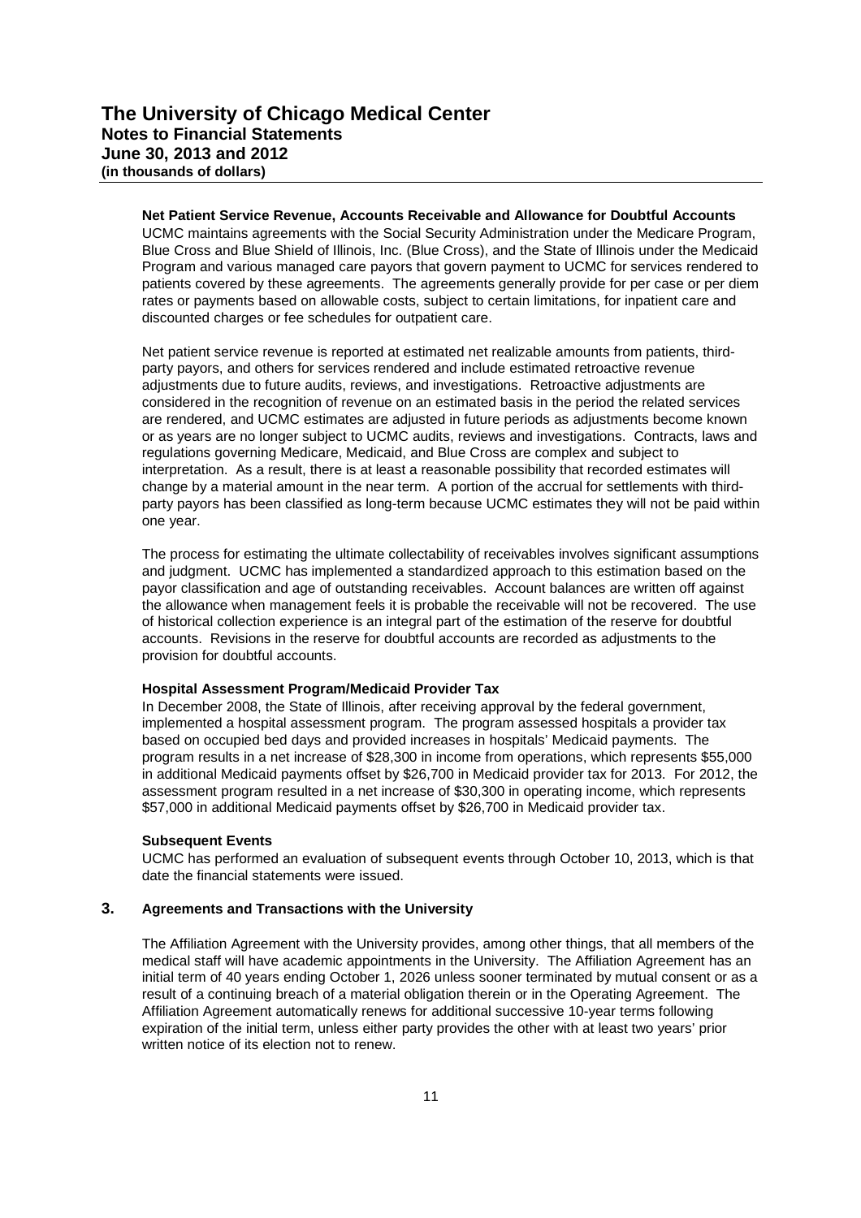**Net Patient Service Revenue, Accounts Receivable and Allowance for Doubtful Accounts**

UCMC maintains agreements with the Social Security Administration under the Medicare Program, Blue Cross and Blue Shield of Illinois, Inc. (Blue Cross), and the State of Illinois under the Medicaid Program and various managed care payors that govern payment to UCMC for services rendered to patients covered by these agreements. The agreements generally provide for per case or per diem rates or payments based on allowable costs, subject to certain limitations, for inpatient care and discounted charges or fee schedules for outpatient care.

Net patient service revenue is reported at estimated net realizable amounts from patients, third-party payors, and others for services rendered and include estimated retroactive revenue adjustments due to future audits, reviews, and investigations. Retroactive adjustments are considered in the recognition of revenue on an estimated basis in the period the related services are rendered, and UCMC estimates are adjusted in future periods as adjustments become known or as years are no longer subject to UCMC audits, reviews and investigations. Contracts, laws and regulations governing Medicare, Medicaid, and Blue Cross are complex and subject to interpretation. As a result, there is at least a reasonable possibility that recorded estimates will change by a material amount in the near term. A portion of the accrual for settlements with third-party payors has been classified as long-term because UCMC estimates they will not be paid within one year.

The process for estimating the ultimate collectability of receivables involves significant assumptions and judgment. UCMC has implemented a standardized approach to this estimation based on the payor classification and age of outstanding receivables. Account balances are written off against the allowance when management feels it is probable the receivable will not be recovered. The use of historical collection experience is an integral part of the estimation of the reserve for doubtful accounts. Revisions in the reserve for doubtful accounts are recorded as adjustments to the provision for doubtful accounts.

**Hospital Assessment Program/Medicaid Provider Tax**

In December 2008, the State of Illinois, after receiving approval by the federal government, implemented a hospital assessment program. The program assessed hospitals a provider tax based on occupied bed days and provided increases in hospitals' Medicaid payments. The program results in a net increase of $28,300 in income from operations, which represents $55,000 in additional Medicaid payments offset by $26,700 in Medicaid provider tax for 2013. For 2012, the assessment program resulted in a net increase of $30,300 in operating income, which represents $57,000 in additional Medicaid payments offset by $26,700 in Medicaid provider tax.

**Subsequent Events**

UCMC has performed an evaluation of subsequent events through October 10, 2013, which is that date the financial statements were issued.

## 3. Agreements and Transactions with the University

The Affiliation Agreement with the University provides, among other things, that all members of the medical staff will have academic appointments in the University. The Affiliation Agreement has an initial term of 40 years ending October 1, 2026 unless sooner terminated by mutual consent or as a result of a continuing breach of a material obligation therein or in the Operating Agreement. The Affiliation Agreement automatically renews for additional successive 10-year terms following expiration of the initial term, unless either party provides the other with at least two years' prior written notice of its election not to renew.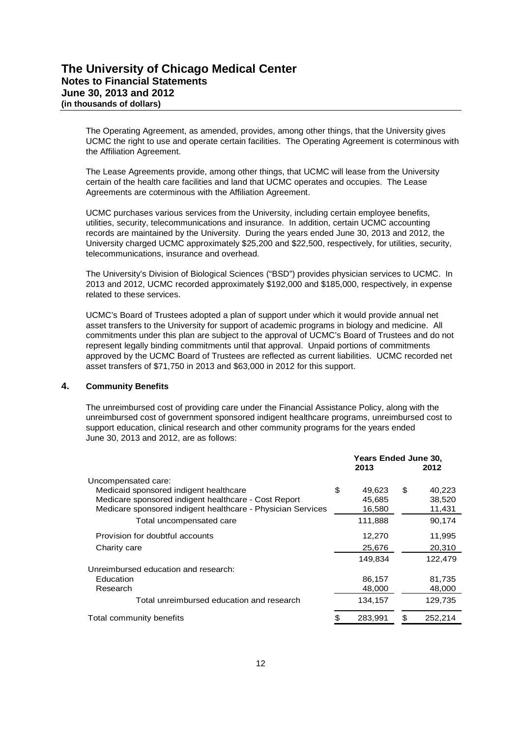The Operating Agreement, as amended, provides, among other things, that the University gives UCMC the right to use and operate certain facilities. The Operating Agreement is coterminous with the Affiliation Agreement.

The Lease Agreements provide, among other things, that UCMC will lease from the University certain of the health care facilities and land that UCMC operates and occupies. The Lease Agreements are coterminous with the Affiliation Agreement.

UCMC purchases various services from the University, including certain employee benefits, utilities, security, telecommunications and insurance. In addition, certain UCMC accounting records are maintained by the University. During the years ended June 30, 2013 and 2012, the University charged UCMC approximately $25,200 and $22,500, respectively, for utilities, security, telecommunications, insurance and overhead.

The University's Division of Biological Sciences ("BSD") provides physician services to UCMC. In 2013 and 2012, UCMC recorded approximately $192,000 and $185,000, respectively, in expense related to these services.

UCMC's Board of Trustees adopted a plan of support under which it would provide annual net asset transfers to the University for support of academic programs in biology and medicine. All commitments under this plan are subject to the approval of UCMC's Board of Trustees and do not represent legally binding commitments until that approval. Unpaid portions of commitments approved by the UCMC Board of Trustees are reflected as current liabilities. UCMC recorded net asset transfers of $71,750 in 2013 and $63,000 in 2012 for this support.

## 4. Community Benefits

The unreimbursed cost of providing care under the Financial Assistance Policy, along with the unreimbursed cost of government sponsored indigent healthcare programs, unreimbursed cost to support education, clinical research and other community programs for the years ended June 30, 2013 and 2012, are as follows:

| | Years Ended June 30, 2013 | Years Ended June 30, 2012 |
|---|---|---|
| Uncompensated care: | | |
| Medicaid sponsored indigent healthcare | $ 49,623 | $ 40,223 |
| Medicare sponsored indigent healthcare - Cost Report | 45,685 | 38,520 |
| Medicare sponsored indigent healthcare - Physician Services | 16,580 | 11,431 |
| Total uncompensated care | 111,888 | 90,174 |
| Provision for doubtful accounts | 12,270 | 11,995 |
| Charity care | 25,676 | 20,310 |
| | 149,834 | 122,479 |
| Unreimbursed education and research: | | |
| Education | 86,157 | 81,735 |
| Research | 48,000 | 48,000 |
| Total unreimbursed education and research | 134,157 | 129,735 |
| Total community benefits | $ 283,991 | $ 252,214 |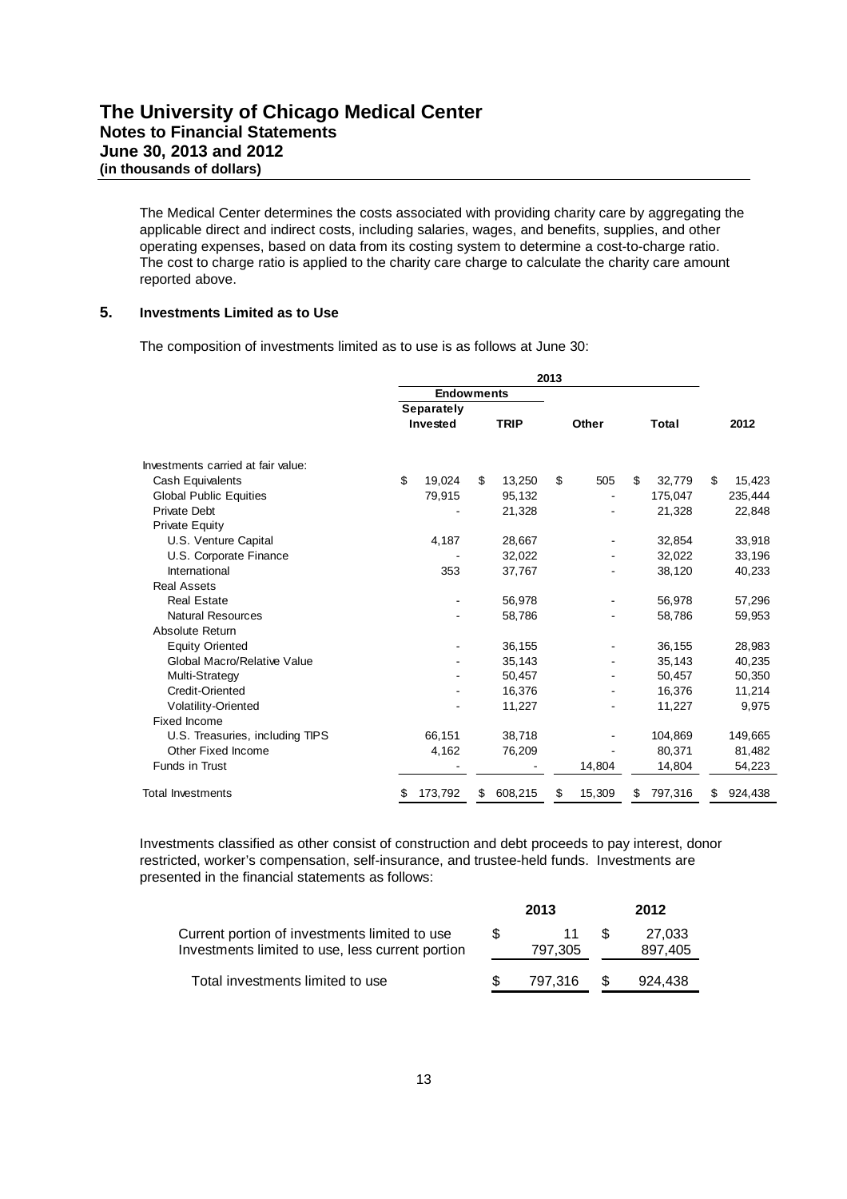The Medical Center determines the costs associated with providing charity care by aggregating the applicable direct and indirect costs, including salaries, wages, and benefits, supplies, and other operating expenses, based on data from its costing system to determine a cost-to-charge ratio. The cost to charge ratio is applied to the charity care charge to calculate the charity care amount reported above.

## 5. Investments Limited as to Use

The composition of investments limited as to use is as follows at June 30:

| | 2013 | | | | |
|---|---|---|---|---|---|
| | Endowments | | | | |
| | Separately Invested | TRIP | Other | Total | 2012 |
| Investments carried at fair value: | | | | | |
| Cash Equivalents | $ 19,024 | $ 13,250 | $ 505 | $ 32,779 | $ 15,423 |
| Global Public Equities | 79,915 | 95,132 | - | 175,047 | 235,444 |
| Private Debt | - | 21,328 | - | 21,328 | 22,848 |
| Private Equity | | | | | |
| U.S. Venture Capital | 4,187 | 28,667 | - | 32,854 | 33,918 |
| U.S. Corporate Finance | - | 32,022 | - | 32,022 | 33,196 |
| International | 353 | 37,767 | - | 38,120 | 40,233 |
| Real Assets | | | | | |
| Real Estate | - | 56,978 | - | 56,978 | 57,296 |
| Natural Resources | - | 58,786 | - | 58,786 | 59,953 |
| Absolute Return | | | | | |
| Equity Oriented | - | 36,155 | - | 36,155 | 28,983 |
| Global Macro/Relative Value | - | 35,143 | - | 35,143 | 40,235 |
| Multi-Strategy | - | 50,457 | - | 50,457 | 50,350 |
| Credit-Oriented | - | 16,376 | - | 16,376 | 11,214 |
| Volatility-Oriented | - | 11,227 | - | 11,227 | 9,975 |
| Fixed Income | | | | | |
| U.S. Treasuries, including TIPS | 66,151 | 38,718 | - | 104,869 | 149,665 |
| Other Fixed Income | 4,162 | 76,209 | - | 80,371 | 81,482 |
| Funds in Trust | - | - | 14,804 | 14,804 | 54,223 |
| Total Investments | $ 173,792 | $ 608,215 | $ 15,309 | $ 797,316 | $ 924,438 |

Investments classified as other consist of construction and debt proceeds to pay interest, donor restricted, worker's compensation, self-insurance, and trustee-held funds. Investments are presented in the financial statements as follows:

| | 2013 | 2012 |
|---|---|---|
| Current portion of investments limited to use | $ 11 | $ 27,033 |
| Investments limited to use, less current portion | 797,305 | 897,405 |
| Total investments limited to use | $ 797,316 | $ 924,438 |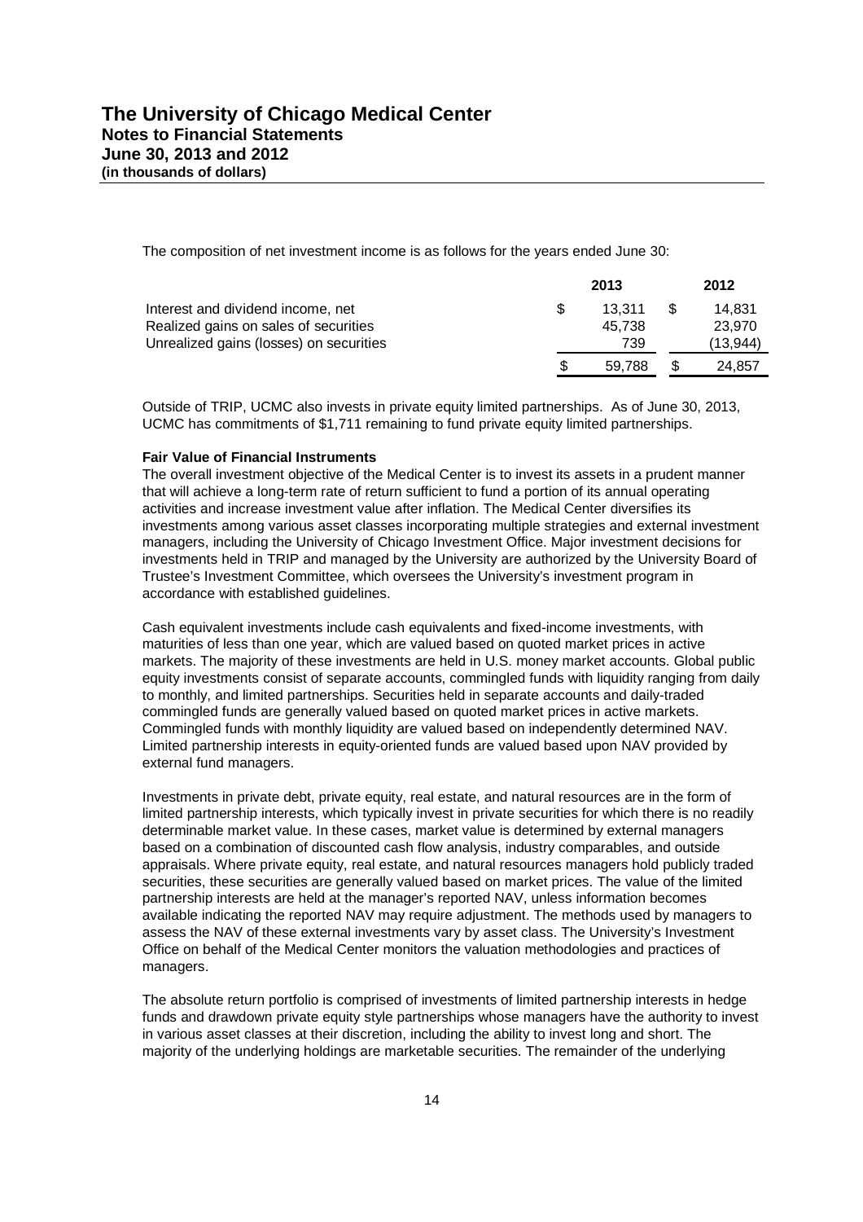The composition of net investment income is as follows for the years ended June 30:

| | 2013 | 2012 |
|---|---|---|
| Interest and dividend income, net | $ 13,311 | $ 14,831 |
| Realized gains on sales of securities | 45,738 | 23,970 |
| Unrealized gains (losses) on securities | 739 | (13,944) |
| | $ 59,788 | $ 24,857 |

Outside of TRIP, UCMC also invests in private equity limited partnerships. As of June 30, 2013, UCMC has commitments of $1,711 remaining to fund private equity limited partnerships.

**Fair Value of Financial Instruments**

The overall investment objective of the Medical Center is to invest its assets in a prudent manner that will achieve a long-term rate of return sufficient to fund a portion of its annual operating activities and increase investment value after inflation. The Medical Center diversifies its investments among various asset classes incorporating multiple strategies and external investment managers, including the University of Chicago Investment Office. Major investment decisions for investments held in TRIP and managed by the University are authorized by the University Board of Trustee's Investment Committee, which oversees the University's investment program in accordance with established guidelines.

Cash equivalent investments include cash equivalents and fixed-income investments, with maturities of less than one year, which are valued based on quoted market prices in active markets. The majority of these investments are held in U.S. money market accounts. Global public equity investments consist of separate accounts, commingled funds with liquidity ranging from daily to monthly, and limited partnerships. Securities held in separate accounts and daily-traded commingled funds are generally valued based on quoted market prices in active markets. Commingled funds with monthly liquidity are valued based on independently determined NAV. Limited partnership interests in equity-oriented funds are valued based upon NAV provided by external fund managers.

Investments in private debt, private equity, real estate, and natural resources are in the form of limited partnership interests, which typically invest in private securities for which there is no readily determinable market value. In these cases, market value is determined by external managers based on a combination of discounted cash flow analysis, industry comparables, and outside appraisals. Where private equity, real estate, and natural resources managers hold publicly traded securities, these securities are generally valued based on market prices. The value of the limited partnership interests are held at the manager's reported NAV, unless information becomes available indicating the reported NAV may require adjustment. The methods used by managers to assess the NAV of these external investments vary by asset class. The University's Investment Office on behalf of the Medical Center monitors the valuation methodologies and practices of managers.

The absolute return portfolio is comprised of investments of limited partnership interests in hedge funds and drawdown private equity style partnerships whose managers have the authority to invest in various asset classes at their discretion, including the ability to invest long and short. The majority of the underlying holdings are marketable securities. The remainder of the underlying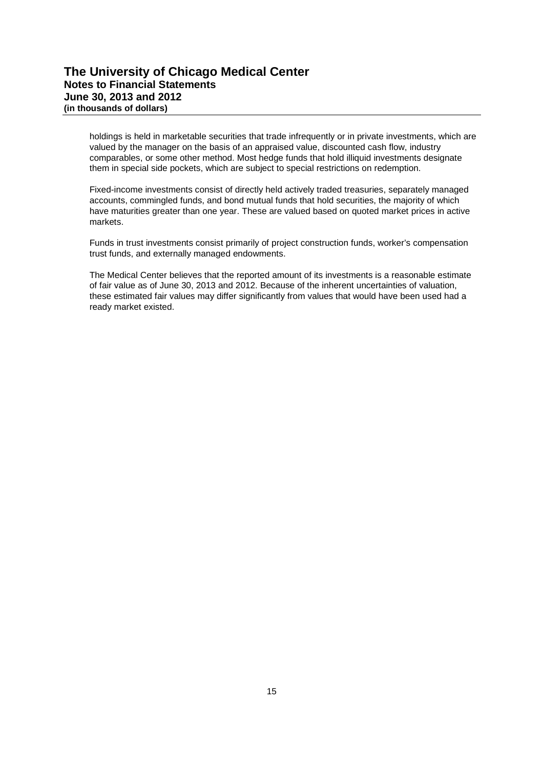holdings is held in marketable securities that trade infrequently or in private investments, which are valued by the manager on the basis of an appraised value, discounted cash flow, industry comparables, or some other method. Most hedge funds that hold illiquid investments designate them in special side pockets, which are subject to special restrictions on redemption.

Fixed-income investments consist of directly held actively traded treasuries, separately managed accounts, commingled funds, and bond mutual funds that hold securities, the majority of which have maturities greater than one year. These are valued based on quoted market prices in active markets.

Funds in trust investments consist primarily of project construction funds, worker's compensation trust funds, and externally managed endowments.

The Medical Center believes that the reported amount of its investments is a reasonable estimate of fair value as of June 30, 2013 and 2012. Because of the inherent uncertainties of valuation, these estimated fair values may differ significantly from values that would have been used had a ready market existed.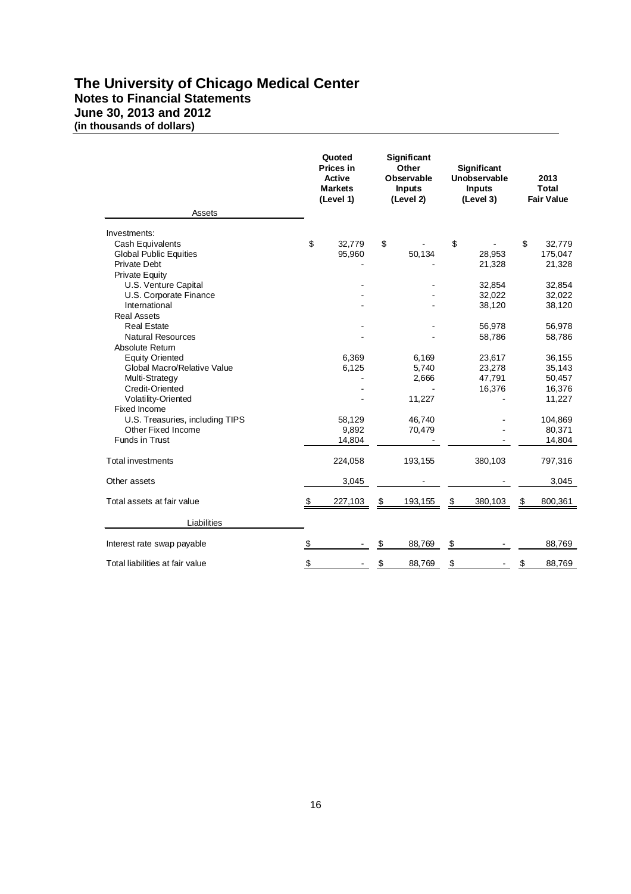# The University of Chicago Medical Center
## Notes to Financial Statements
## June 30, 2013 and 2012
### (in thousands of dollars)

| Assets | Quoted Prices in Active Markets (Level 1) | Significant Other Observable Inputs (Level 2) | Significant Unobservable Inputs (Level 3) | 2013 Total Fair Value |
|---|---|---|---|---|
| Investments: | | | | |
| Cash Equivalents | $ 32,779 | $ - | $ - | $ 32,779 |
| Global Public Equities | 95,960 | 50,134 | 28,953 | 175,047 |
| Private Debt | - | - | 21,328 | 21,328 |
| Private Equity | | | | |
| U.S. Venture Capital | - | - | 32,854 | 32,854 |
| U.S. Corporate Finance | - | - | 32,022 | 32,022 |
| International | - | - | 38,120 | 38,120 |
| Real Assets | | | | |
| Real Estate | - | - | 56,978 | 56,978 |
| Natural Resources | - | - | 58,786 | 58,786 |
| Absolute Return | | | | |
| Equity Oriented | 6,369 | 6,169 | 23,617 | 36,155 |
| Global Macro/Relative Value | 6,125 | 5,740 | 23,278 | 35,143 |
| Multi-Strategy | - | 2,666 | 47,791 | 50,457 |
| Credit-Oriented | - | - | 16,376 | 16,376 |
| Volatility-Oriented | - | 11,227 | - | 11,227 |
| Fixed Income | | | | |
| U.S. Treasuries, including TIPS | 58,129 | 46,740 | - | 104,869 |
| Other Fixed Income | 9,892 | 70,479 | - | 80,371 |
| Funds in Trust | 14,804 | - | - | 14,804 |
| Total investments | 224,058 | 193,155 | 380,103 | 797,316 |
| Other assets | 3,045 | - | - | 3,045 |
| Total assets at fair value | $ 227,103 | $ 193,155 | $ 380,103 | $ 800,361 |
| **Liabilities** | | | | |
| Interest rate swap payable | $ - | $ 88,769 | $ - | 88,769 |
| Total liabilities at fair value | $ - | $ 88,769 | $ - | $ 88,769 |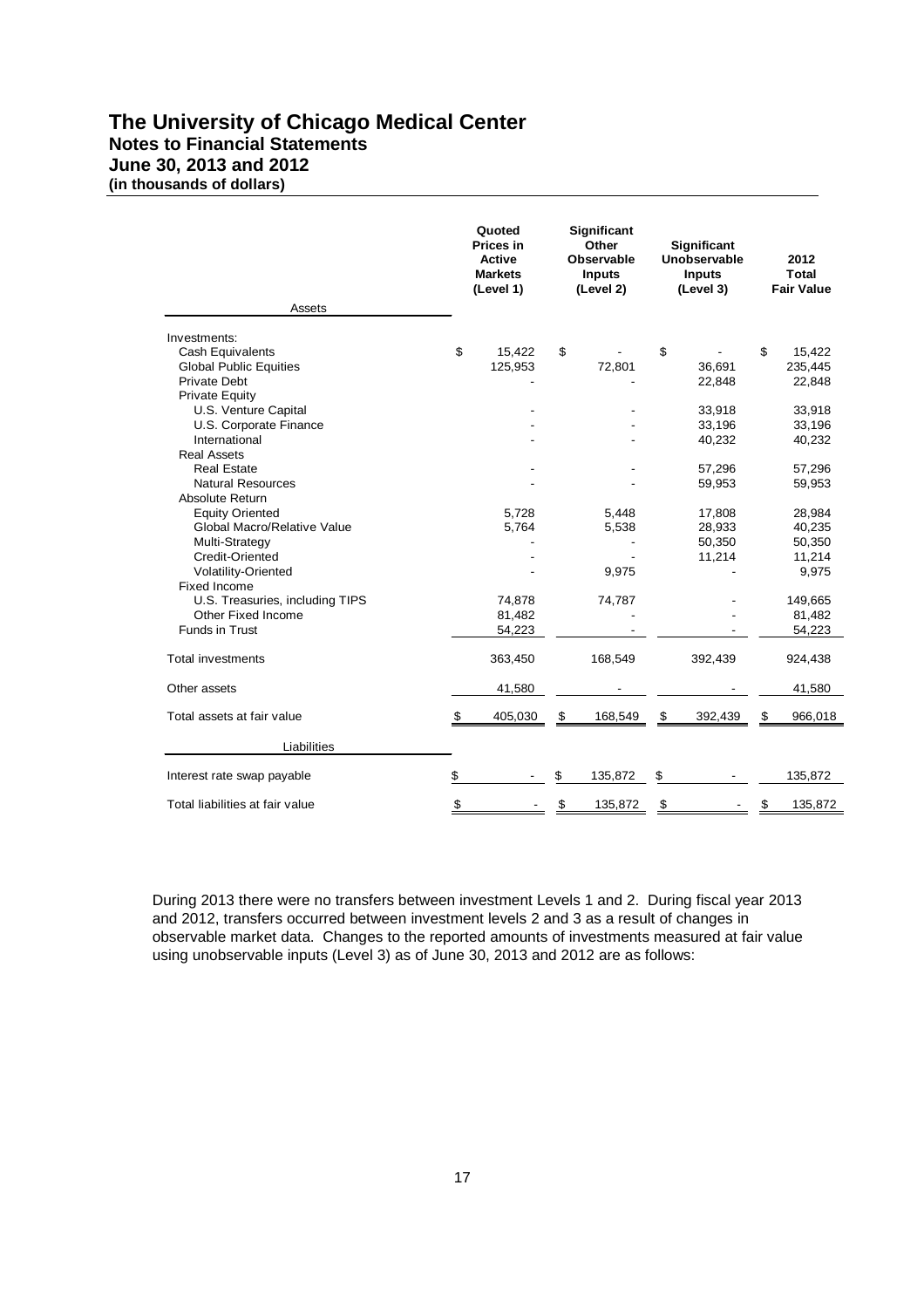# The University of Chicago Medical Center
## Notes to Financial Statements
## June 30, 2013 and 2012
**(in thousands of dollars)**

| Assets | Quoted Prices in Active Markets (Level 1) | Significant Other Observable Inputs (Level 2) | Significant Unobservable Inputs (Level 3) | 2012 Total Fair Value |
|---|---|---|---|---|
| Investments: | | | | |
| Cash Equivalents | $ 15,422 | $ - | $ - | $ 15,422 |
| Global Public Equities | 125,953 | 72,801 | 36,691 | 235,445 |
| Private Debt | - | - | 22,848 | 22,848 |
| Private Equity | | | | |
| U.S. Venture Capital | - | - | 33,918 | 33,918 |
| U.S. Corporate Finance | - | - | 33,196 | 33,196 |
| International | - | - | 40,232 | 40,232 |
| Real Assets | | | | |
| Real Estate | - | - | 57,296 | 57,296 |
| Natural Resources | - | - | 59,953 | 59,953 |
| Absolute Return | | | | |
| Equity Oriented | 5,728 | 5,448 | 17,808 | 28,984 |
| Global Macro/Relative Value | 5,764 | 5,538 | 28,933 | 40,235 |
| Multi-Strategy | - | - | 50,350 | 50,350 |
| Credit-Oriented | - | - | 11,214 | 11,214 |
| Volatility-Oriented | - | 9,975 | - | 9,975 |
| Fixed Income | | | | |
| U.S. Treasuries, including TIPS | 74,878 | 74,787 | - | 149,665 |
| Other Fixed Income | 81,482 | - | - | 81,482 |
| Funds in Trust | 54,223 | - | - | 54,223 |
| Total investments | 363,450 | 168,549 | 392,439 | 924,438 |
| Other assets | 41,580 | - | - | 41,580 |
| Total assets at fair value | $ 405,030 | $ 168,549 | $ 392,439 | $ 966,018 |
| **Liabilities** | | | | |
| Interest rate swap payable | $ - | $ 135,872 | $ - | 135,872 |
| Total liabilities at fair value | $ - | $ 135,872 | $ - | $ 135,872 |

During 2013 there were no transfers between investment Levels 1 and 2. During fiscal year 2013 and 2012, transfers occurred between investment levels 2 and 3 as a result of changes in observable market data. Changes to the reported amounts of investments measured at fair value using unobservable inputs (Level 3) as of June 30, 2013 and 2012 are as follows: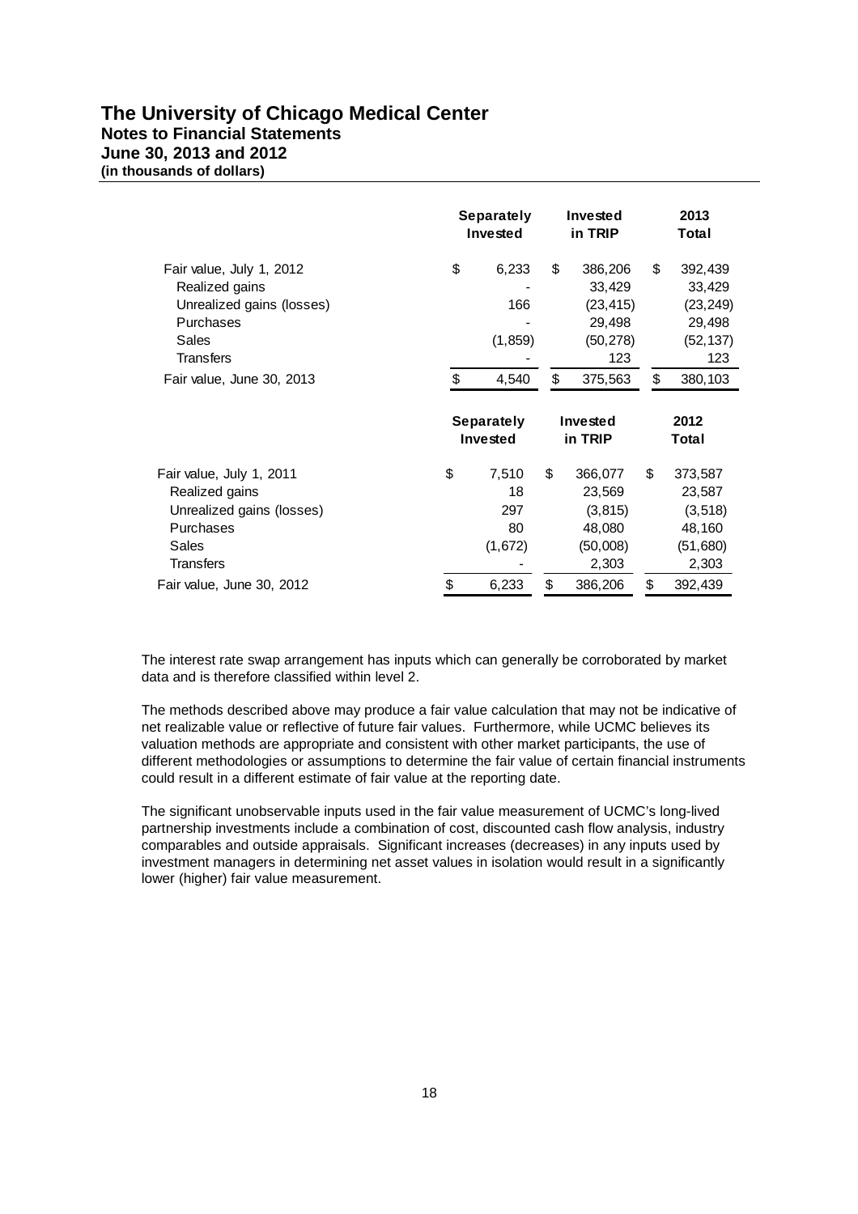# The University of Chicago Medical Center

## Notes to Financial Statements

### June 30, 2013 and 2012

**(in thousands of dollars)**

| | Separately Invested | Invested in TRIP | 2013 Total |
|---|---|---|---|
| Fair value, July 1, 2012 | $ 6,233 | $ 386,206 | $ 392,439 |
| Realized gains | - | 33,429 | 33,429 |
| Unrealized gains (losses) | 166 | (23,415) | (23,249) |
| Purchases | - | 29,498 | 29,498 |
| Sales | (1,859) | (50,278) | (52,137) |
| Transfers | - | 123 | 123 |
| Fair value, June 30, 2013 | $ 4,540 | $ 375,563 | $ 380,103 |

| | Separately Invested | Invested in TRIP | 2012 Total |
|---|---|---|---|
| Fair value, July 1, 2011 | $ 7,510 | $ 366,077 | $ 373,587 |
| Realized gains | 18 | 23,569 | 23,587 |
| Unrealized gains (losses) | 297 | (3,815) | (3,518) |
| Purchases | 80 | 48,080 | 48,160 |
| Sales | (1,672) | (50,008) | (51,680) |
| Transfers | - | 2,303 | 2,303 |
| Fair value, June 30, 2012 | $ 6,233 | $ 386,206 | $ 392,439 |

The interest rate swap arrangement has inputs which can generally be corroborated by market data and is therefore classified within level 2.

The methods described above may produce a fair value calculation that may not be indicative of net realizable value or reflective of future fair values. Furthermore, while UCMC believes its valuation methods are appropriate and consistent with other market participants, the use of different methodologies or assumptions to determine the fair value of certain financial instruments could result in a different estimate of fair value at the reporting date.

The significant unobservable inputs used in the fair value measurement of UCMC's long-lived partnership investments include a combination of cost, discounted cash flow analysis, industry comparables and outside appraisals. Significant increases (decreases) in any inputs used by investment managers in determining net asset values in isolation would result in a significantly lower (higher) fair value measurement.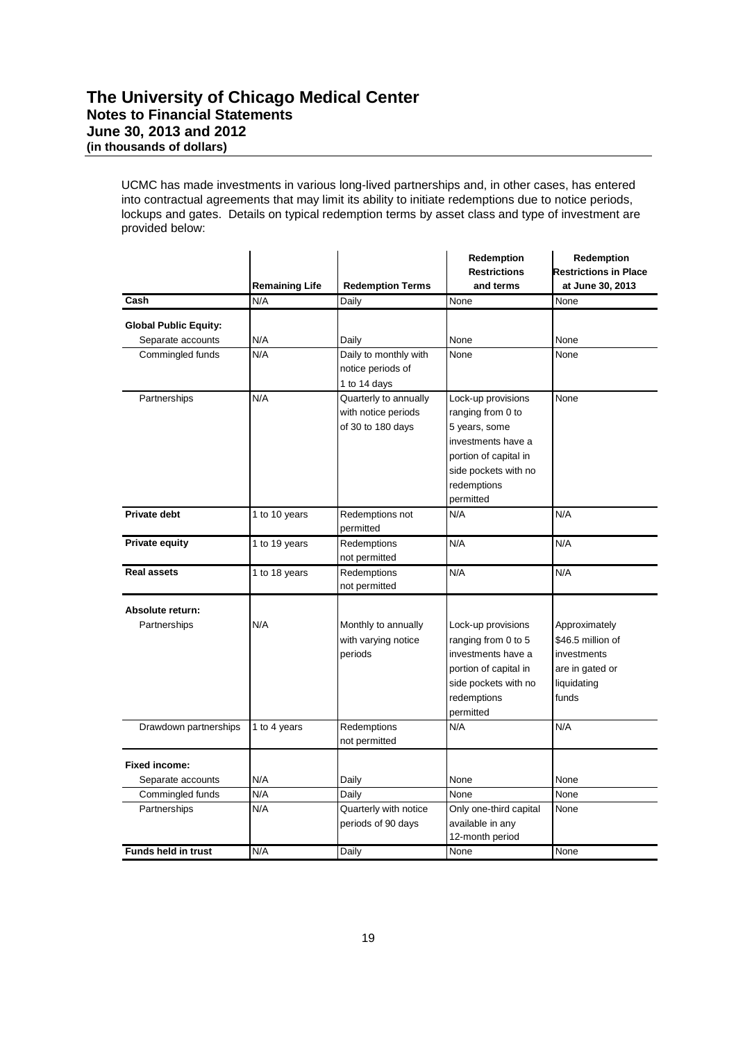UCMC has made investments in various long-lived partnerships and, in other cases, has entered into contractual agreements that may limit its ability to initiate redemptions due to notice periods, lockups and gates. Details on typical redemption terms by asset class and type of investment are provided below:

| | Remaining Life | Redemption Terms | Redemption Restrictions and terms | Redemption Restrictions in Place at June 30, 2013 |
|---|---|---|---|---|
| **Cash** | N/A | Daily | None | None |
| **Global Public Equity:** | | | | |
| Separate accounts | N/A | Daily | None | None |
| Commingled funds | N/A | Daily to monthly with notice periods of 1 to 14 days | None | None |
| Partnerships | N/A | Quarterly to annually with notice periods of 30 to 180 days | Lock-up provisions ranging from 0 to 5 years, some investments have a portion of capital in side pockets with no redemptions permitted | None |
| **Private debt** | 1 to 10 years | Redemptions not permitted | N/A | N/A |
| **Private equity** | 1 to 19 years | Redemptions not permitted | N/A | N/A |
| **Real assets** | 1 to 18 years | Redemptions not permitted | N/A | N/A |
| **Absolute return:** | | | | |
| Partnerships | N/A | Monthly to annually with varying notice periods | Lock-up provisions ranging from 0 to 5 investments have a portion of capital in side pockets with no redemptions permitted | Approximately $46.5 million of investments are in gated or liquidating funds |
| Drawdown partnerships | 1 to 4 years | Redemptions not permitted | N/A | N/A |
| **Fixed income:** | | | | |
| Separate accounts | N/A | Daily | None | None |
| Commingled funds | N/A | Daily | None | None |
| Partnerships | N/A | Quarterly with notice periods of 90 days | Only one-third capital available in any 12-month period | None |
| **Funds held in trust** | N/A | Daily | None | None |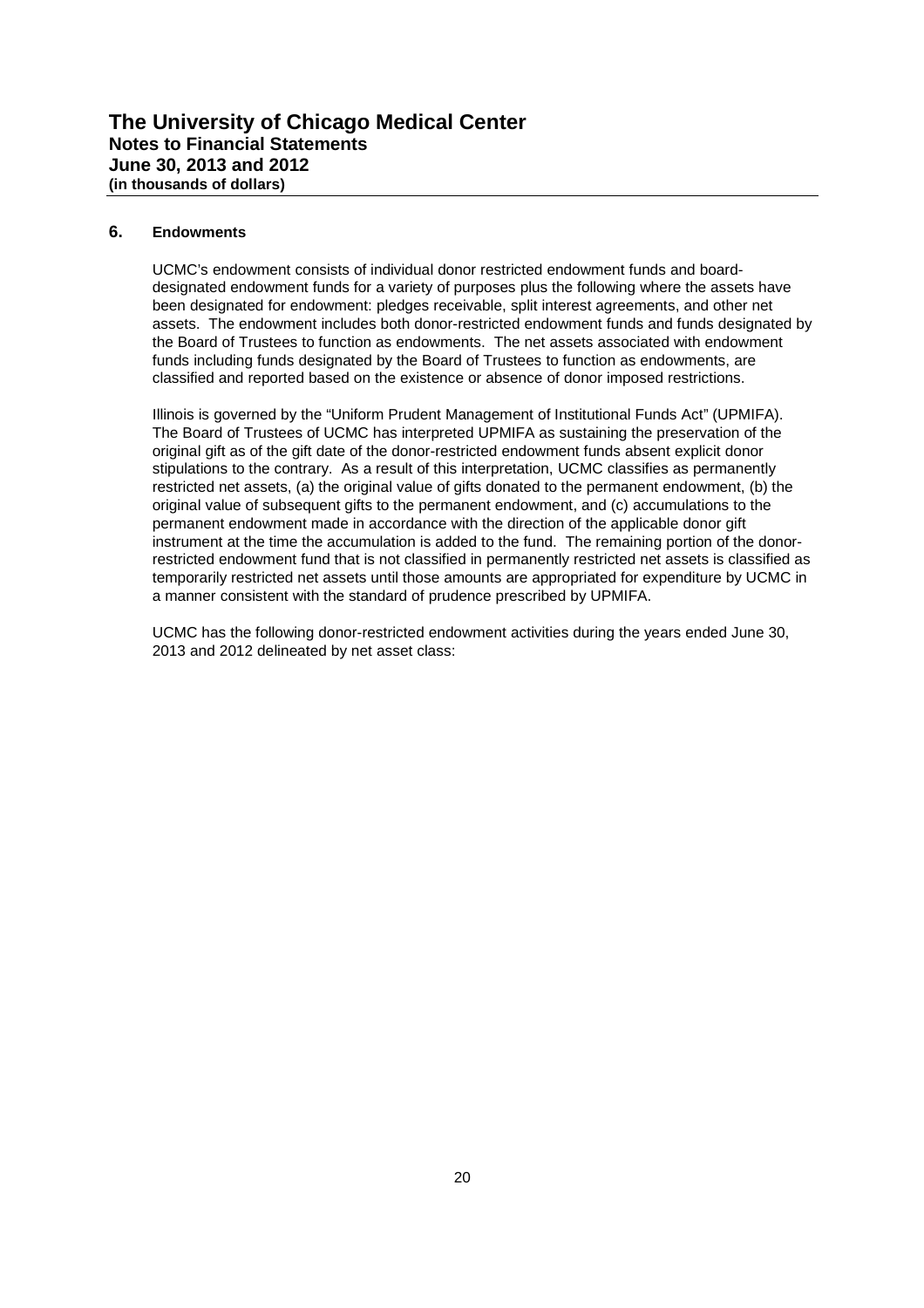## 6. Endowments

UCMC's endowment consists of individual donor restricted endowment funds and board-designated endowment funds for a variety of purposes plus the following where the assets have been designated for endowment: pledges receivable, split interest agreements, and other net assets. The endowment includes both donor-restricted endowment funds and funds designated by the Board of Trustees to function as endowments. The net assets associated with endowment funds including funds designated by the Board of Trustees to function as endowments, are classified and reported based on the existence or absence of donor imposed restrictions.

Illinois is governed by the "Uniform Prudent Management of Institutional Funds Act" (UPMIFA). The Board of Trustees of UCMC has interpreted UPMIFA as sustaining the preservation of the original gift as of the gift date of the donor-restricted endowment funds absent explicit donor stipulations to the contrary. As a result of this interpretation, UCMC classifies as permanently restricted net assets, (a) the original value of gifts donated to the permanent endowment, (b) the original value of subsequent gifts to the permanent endowment, and (c) accumulations to the permanent endowment made in accordance with the direction of the applicable donor gift instrument at the time the accumulation is added to the fund. The remaining portion of the donor-restricted endowment fund that is not classified in permanently restricted net assets is classified as temporarily restricted net assets until those amounts are appropriated for expenditure by UCMC in a manner consistent with the standard of prudence prescribed by UPMIFA.

UCMC has the following donor-restricted endowment activities during the years ended June 30, 2013 and 2012 delineated by net asset class: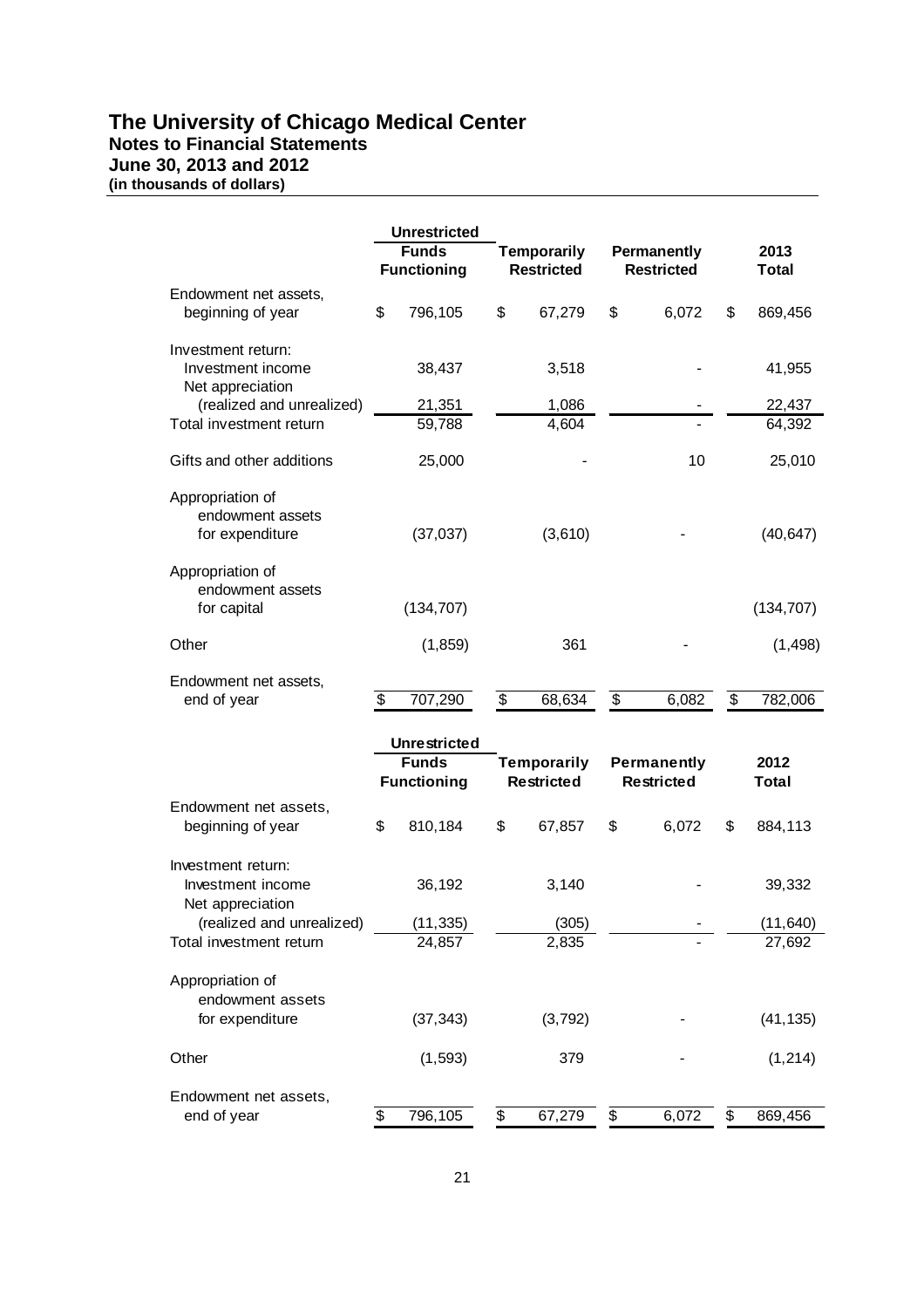# The University of Chicago Medical Center

## Notes to Financial Statements

### June 30, 2013 and 2012

#### (in thousands of dollars)

| | Unrestricted Funds Functioning | Temporarily Restricted | Permanently Restricted | 2013 Total |
|---|---|---|---|---|
| Endowment net assets, beginning of year | $ 796,105 | $ 67,279 | $ 6,072 | $ 869,456 |
| Investment return: | | | | |
| Investment income | 38,437 | 3,518 | - | 41,955 |
| Net appreciation (realized and unrealized) | 21,351 | 1,086 | - | 22,437 |
| Total investment return | 59,788 | 4,604 | - | 64,392 |
| Gifts and other additions | 25,000 | - | 10 | 25,010 |
| Appropriation of endowment assets for expenditure | (37,037) | (3,610) | - | (40,647) |
| Appropriation of endowment assets for capital | (134,707) | | | (134,707) |
| Other | (1,859) | 361 | - | (1,498) |
| Endowment net assets, end of year | $ 707,290 | $ 68,634 | $ 6,082 | $ 782,006 |

| | Unrestricted Funds Functioning | Temporarily Restricted | Permanently Restricted | 2012 Total |
|---|---|---|---|---|
| Endowment net assets, beginning of year | $ 810,184 | $ 67,857 | $ 6,072 | $ 884,113 |
| Investment return: | | | | |
| Investment income | 36,192 | 3,140 | - | 39,332 |
| Net appreciation (realized and unrealized) | (11,335) | (305) | - | (11,640) |
| Total investment return | 24,857 | 2,835 | - | 27,692 |
| Appropriation of endowment assets for expenditure | (37,343) | (3,792) | - | (41,135) |
| Other | (1,593) | 379 | - | (1,214) |
| Endowment net assets, end of year | $ 796,105 | $ 67,279 | $ 6,072 | $ 869,456 |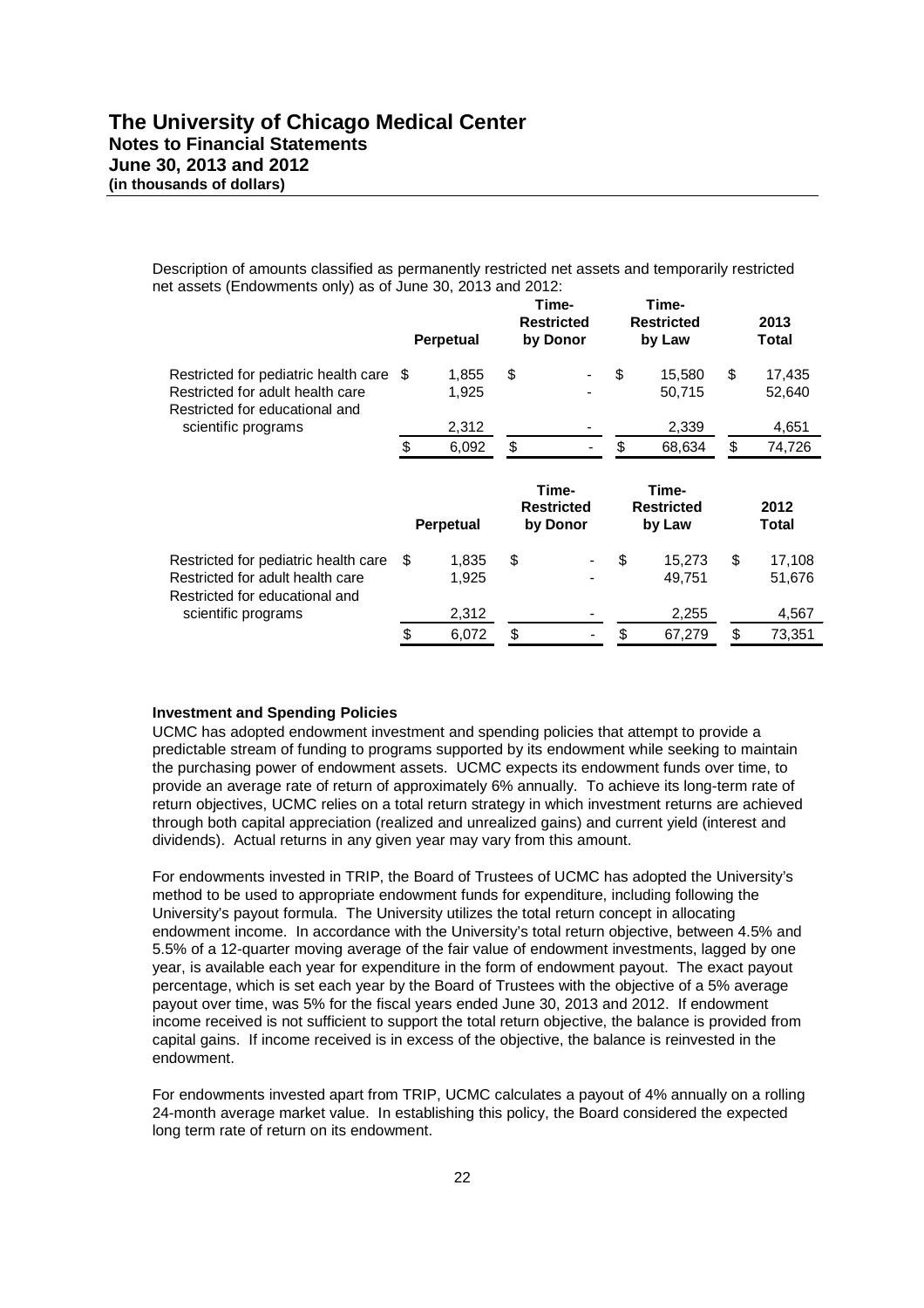Description of amounts classified as permanently restricted net assets and temporarily restricted net assets (Endowments only) as of June 30, 2013 and 2012:

| | Perpetual | Time-Restricted by Donor | Time-Restricted by Law | 2013 Total |
|---|---|---|---|---|
| Restricted for pediatric health care | $ 1,855 | $ - | $ 15,580 | $ 17,435 |
| Restricted for adult health care | 1,925 | - | 50,715 | 52,640 |
| Restricted for educational and scientific programs | 2,312 | - | 2,339 | 4,651 |
| | $ 6,092 | $ - | $ 68,634 | $ 74,726 |

| | Perpetual | Time-Restricted by Donor | Time-Restricted by Law | 2012 Total |
|---|---|---|---|---|
| Restricted for pediatric health care | $ 1,835 | $ - | $ 15,273 | $ 17,108 |
| Restricted for adult health care | 1,925 | - | 49,751 | 51,676 |
| Restricted for educational and scientific programs | 2,312 | - | 2,255 | 4,567 |
| | $ 6,072 | $ - | $ 67,279 | $ 73,351 |

**Investment and Spending Policies**

UCMC has adopted endowment investment and spending policies that attempt to provide a predictable stream of funding to programs supported by its endowment while seeking to maintain the purchasing power of endowment assets. UCMC expects its endowment funds over time, to provide an average rate of return of approximately 6% annually. To achieve its long-term rate of return objectives, UCMC relies on a total return strategy in which investment returns are achieved through both capital appreciation (realized and unrealized gains) and current yield (interest and dividends). Actual returns in any given year may vary from this amount.

For endowments invested in TRIP, the Board of Trustees of UCMC has adopted the University's method to be used to appropriate endowment funds for expenditure, including following the University's payout formula. The University utilizes the total return concept in allocating endowment income. In accordance with the University's total return objective, between 4.5% and 5.5% of a 12-quarter moving average of the fair value of endowment investments, lagged by one year, is available each year for expenditure in the form of endowment payout. The exact payout percentage, which is set each year by the Board of Trustees with the objective of a 5% average payout over time, was 5% for the fiscal years ended June 30, 2013 and 2012. If endowment income received is not sufficient to support the total return objective, the balance is provided from capital gains. If income received is in excess of the objective, the balance is reinvested in the endowment.

For endowments invested apart from TRIP, UCMC calculates a payout of 4% annually on a rolling 24-month average market value. In establishing this policy, the Board considered the expected long term rate of return on its endowment.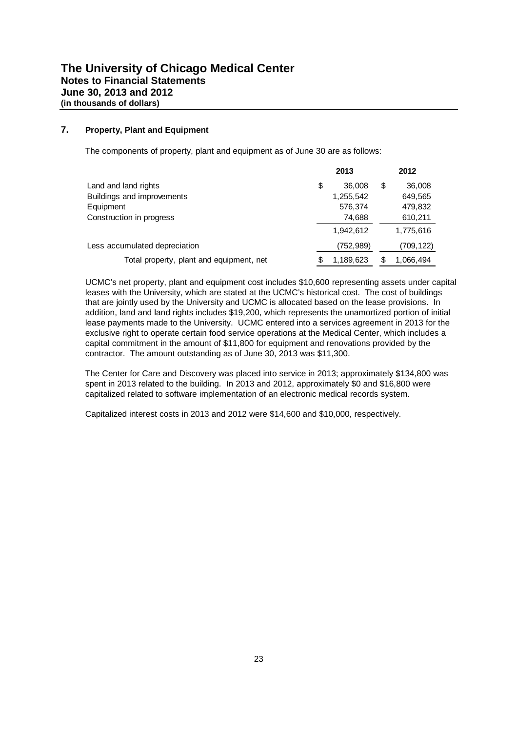# The University of Chicago Medical Center
## Notes to Financial Statements
## June 30, 2013 and 2012
**(in thousands of dollars)**

### 7. Property, Plant and Equipment

The components of property, plant and equipment as of June 30 are as follows:

| | 2013 | 2012 |
|---|---|---|
| Land and land rights | $ 36,008 | $ 36,008 |
| Buildings and improvements | 1,255,542 | 649,565 |
| Equipment | 576,374 | 479,832 |
| Construction in progress | 74,688 | 610,211 |
| | 1,942,612 | 1,775,616 |
| Less accumulated depreciation | (752,989) | (709,122) |
| Total property, plant and equipment, net | $ 1,189,623 | $ 1,066,494 |

UCMC's net property, plant and equipment cost includes $10,600 representing assets under capital leases with the University, which are stated at the UCMC's historical cost. The cost of buildings that are jointly used by the University and UCMC is allocated based on the lease provisions. In addition, land and land rights includes $19,200, which represents the unamortized portion of initial lease payments made to the University. UCMC entered into a services agreement in 2013 for the exclusive right to operate certain food service operations at the Medical Center, which includes a capital commitment in the amount of $11,800 for equipment and renovations provided by the contractor. The amount outstanding as of June 30, 2013 was $11,300.

The Center for Care and Discovery was placed into service in 2013; approximately $134,800 was spent in 2013 related to the building. In 2013 and 2012, approximately $0 and $16,800 were capitalized related to software implementation of an electronic medical records system.

Capitalized interest costs in 2013 and 2012 were $14,600 and $10,000, respectively.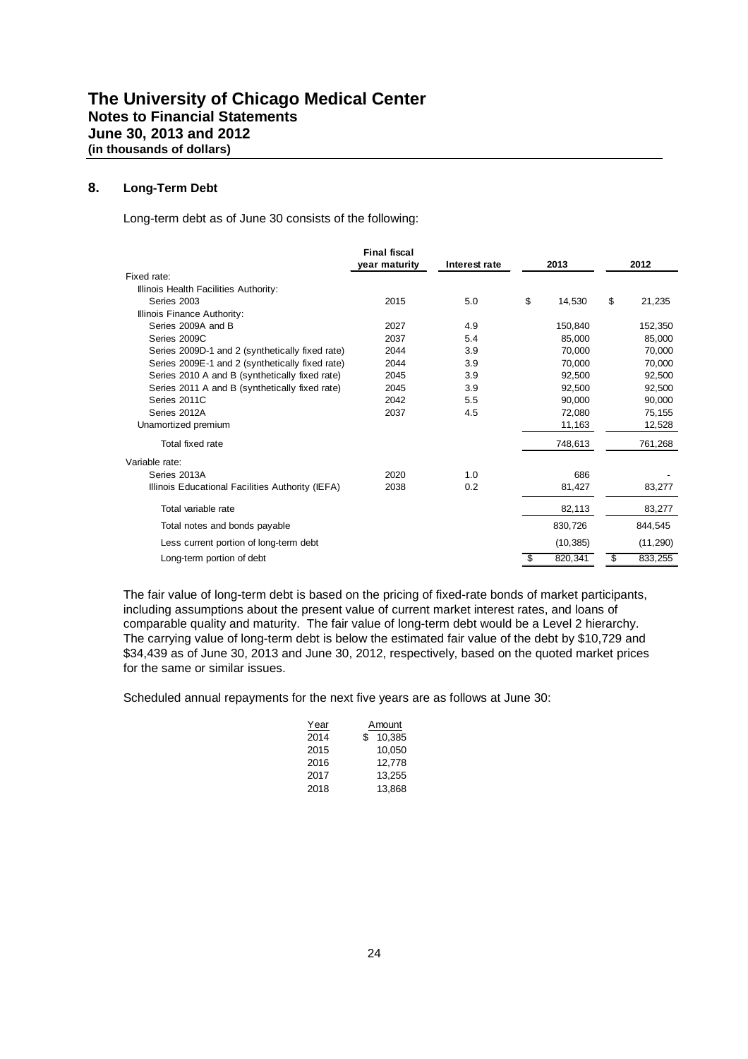# The University of Chicago Medical Center
## Notes to Financial Statements
## June 30, 2013 and 2012
**(in thousands of dollars)**

## 8. Long-Term Debt

Long-term debt as of June 30 consists of the following:

| | Final fiscal year maturity | Interest rate | 2013 | 2012 |
|---|---|---|---|---|
| Fixed rate: | | | | |
| Illinois Health Facilities Authority: | | | | |
| Series 2003 | 2015 | 5.0 | $ 14,530 | $ 21,235 |
| Illinois Finance Authority: | | | | |
| Series 2009A and B | 2027 | 4.9 | 150,840 | 152,350 |
| Series 2009C | 2037 | 5.4 | 85,000 | 85,000 |
| Series 2009D-1 and 2 (synthetically fixed rate) | 2044 | 3.9 | 70,000 | 70,000 |
| Series 2009E-1 and 2 (synthetically fixed rate) | 2044 | 3.9 | 70,000 | 70,000 |
| Series 2010 A and B (synthetically fixed rate) | 2045 | 3.9 | 92,500 | 92,500 |
| Series 2011 A and B (synthetically fixed rate) | 2045 | 3.9 | 92,500 | 92,500 |
| Series 2011C | 2042 | 5.5 | 90,000 | 90,000 |
| Series 2012A | 2037 | 4.5 | 72,080 | 75,155 |
| Unamortized premium | | | 11,163 | 12,528 |
| Total fixed rate | | | 748,613 | 761,268 |
| Variable rate: | | | | |
| Series 2013A | 2020 | 1.0 | 686 | - |
| Illinois Educational Facilities Authority (IEFA) | 2038 | 0.2 | 81,427 | 83,277 |
| Total variable rate | | | 82,113 | 83,277 |
| Total notes and bonds payable | | | 830,726 | 844,545 |
| Less current portion of long-term debt | | | (10,385) | (11,290) |
| Long-term portion of debt | | | $ 820,341 | $ 833,255 |

The fair value of long-term debt is based on the pricing of fixed-rate bonds of market participants, including assumptions about the present value of current market interest rates, and loans of comparable quality and maturity. The fair value of long-term debt would be a Level 2 hierarchy. The carrying value of long-term debt is below the estimated fair value of the debt by $10,729 and $34,439 as of June 30, 2013 and June 30, 2012, respectively, based on the quoted market prices for the same or similar issues.

Scheduled annual repayments for the next five years are as follows at June 30:

| Year | Amount |
|---|---|
| 2014 | $ 10,385 |
| 2015 | 10,050 |
| 2016 | 12,778 |
| 2017 | 13,255 |
| 2018 | 13,868 |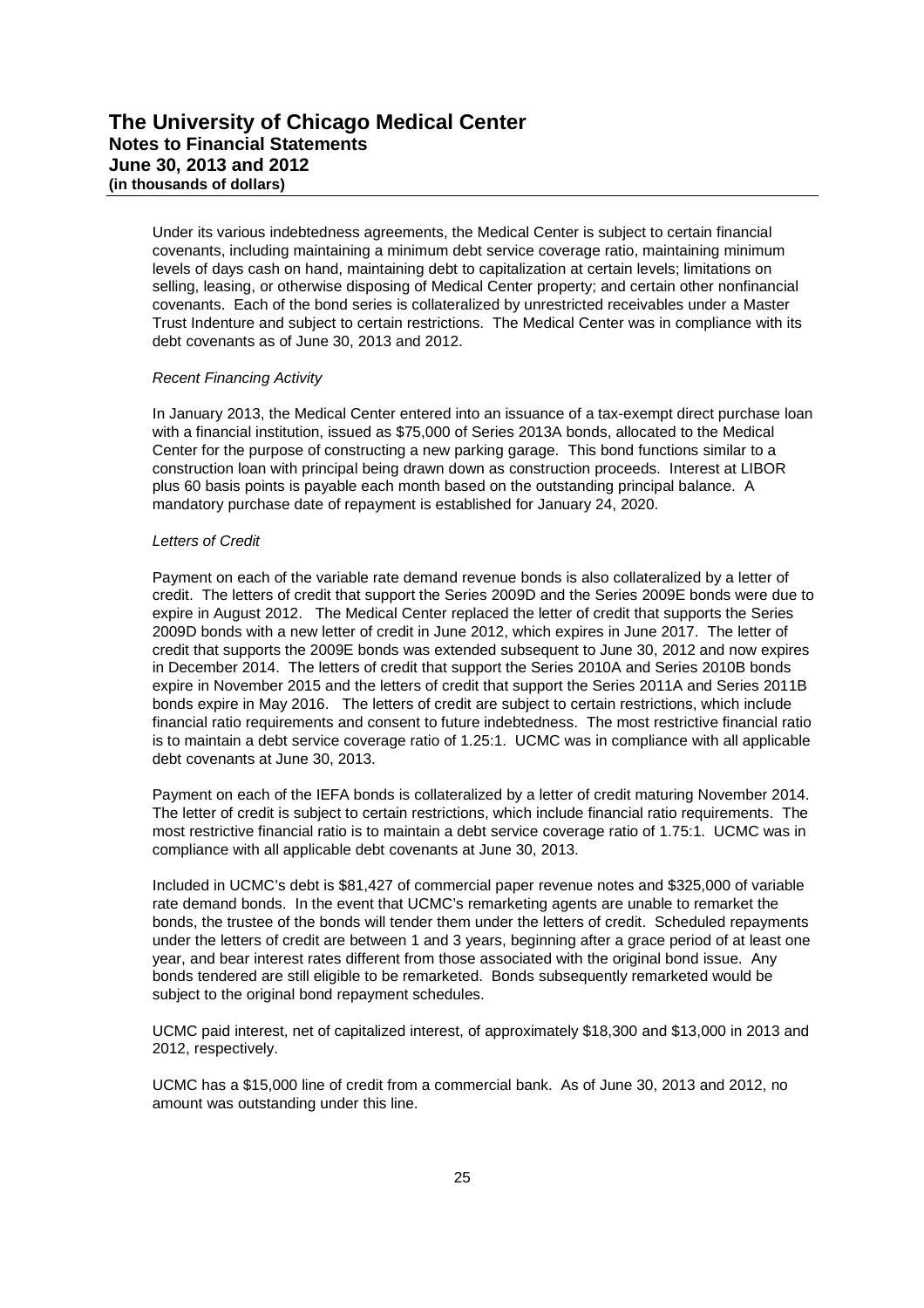Under its various indebtedness agreements, the Medical Center is subject to certain financial covenants, including maintaining a minimum debt service coverage ratio, maintaining minimum levels of days cash on hand, maintaining debt to capitalization at certain levels; limitations on selling, leasing, or otherwise disposing of Medical Center property; and certain other nonfinancial covenants. Each of the bond series is collateralized by unrestricted receivables under a Master Trust Indenture and subject to certain restrictions. The Medical Center was in compliance with its debt covenants as of June 30, 2013 and 2012.

*Recent Financing Activity*

In January 2013, the Medical Center entered into an issuance of a tax-exempt direct purchase loan with a financial institution, issued as $75,000 of Series 2013A bonds, allocated to the Medical Center for the purpose of constructing a new parking garage. This bond functions similar to a construction loan with principal being drawn down as construction proceeds. Interest at LIBOR plus 60 basis points is payable each month based on the outstanding principal balance. A mandatory purchase date of repayment is established for January 24, 2020.

*Letters of Credit*

Payment on each of the variable rate demand revenue bonds is also collateralized by a letter of credit. The letters of credit that support the Series 2009D and the Series 2009E bonds were due to expire in August 2012. The Medical Center replaced the letter of credit that supports the Series 2009D bonds with a new letter of credit in June 2012, which expires in June 2017. The letter of credit that supports the 2009E bonds was extended subsequent to June 30, 2012 and now expires in December 2014. The letters of credit that support the Series 2010A and Series 2010B bonds expire in November 2015 and the letters of credit that support the Series 2011A and Series 2011B bonds expire in May 2016. The letters of credit are subject to certain restrictions, which include financial ratio requirements and consent to future indebtedness. The most restrictive financial ratio is to maintain a debt service coverage ratio of 1.25:1. UCMC was in compliance with all applicable debt covenants at June 30, 2013.

Payment on each of the IEFA bonds is collateralized by a letter of credit maturing November 2014. The letter of credit is subject to certain restrictions, which include financial ratio requirements. The most restrictive financial ratio is to maintain a debt service coverage ratio of 1.75:1. UCMC was in compliance with all applicable debt covenants at June 30, 2013.

Included in UCMC's debt is $81,427 of commercial paper revenue notes and $325,000 of variable rate demand bonds. In the event that UCMC's remarketing agents are unable to remarket the bonds, the trustee of the bonds will tender them under the letters of credit. Scheduled repayments under the letters of credit are between 1 and 3 years, beginning after a grace period of at least one year, and bear interest rates different from those associated with the original bond issue. Any bonds tendered are still eligible to be remarketed. Bonds subsequently remarketed would be subject to the original bond repayment schedules.

UCMC paid interest, net of capitalized interest, of approximately $18,300 and $13,000 in 2013 and 2012, respectively.

UCMC has a $15,000 line of credit from a commercial bank. As of June 30, 2013 and 2012, no amount was outstanding under this line.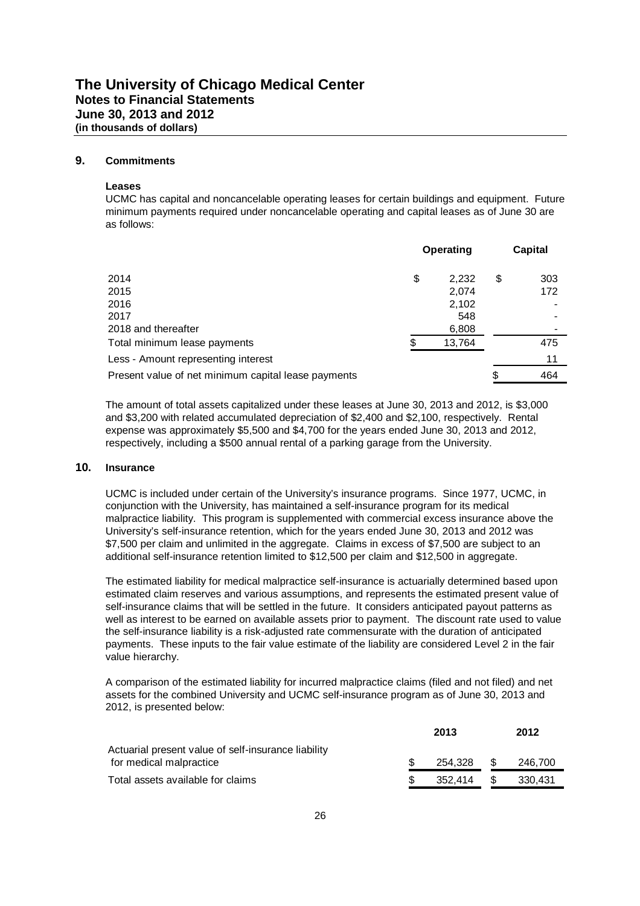# The University of Chicago Medical Center
## Notes to Financial Statements
## June 30, 2013 and 2012
**(in thousands of dollars)**

## 9. Commitments

### Leases

UCMC has capital and noncancelable operating leases for certain buildings and equipment. Future minimum payments required under noncancelable operating and capital leases as of June 30 are as follows:

| | Operating | Capital |
|---|---|---|
| 2014 | $ 2,232 | $ 303 |
| 2015 | 2,074 | 172 |
| 2016 | 2,102 | - |
| 2017 | 548 | - |
| 2018 and thereafter | 6,808 | - |
| Total minimum lease payments | $ 13,764 | 475 |
| Less - Amount representing interest | | 11 |
| Present value of net minimum capital lease payments | | $ 464 |

The amount of total assets capitalized under these leases at June 30, 2013 and 2012, is $3,000 and $3,200 with related accumulated depreciation of $2,400 and $2,100, respectively. Rental expense was approximately $5,500 and $4,700 for the years ended June 30, 2013 and 2012, respectively, including a $500 annual rental of a parking garage from the University.

## 10. Insurance

UCMC is included under certain of the University's insurance programs. Since 1977, UCMC, in conjunction with the University, has maintained a self-insurance program for its medical malpractice liability. This program is supplemented with commercial excess insurance above the University's self-insurance retention, which for the years ended June 30, 2013 and 2012 was $7,500 per claim and unlimited in the aggregate. Claims in excess of $7,500 are subject to an additional self-insurance retention limited to $12,500 per claim and $12,500 in aggregate.

The estimated liability for medical malpractice self-insurance is actuarially determined based upon estimated claim reserves and various assumptions, and represents the estimated present value of self-insurance claims that will be settled in the future. It considers anticipated payout patterns as well as interest to be earned on available assets prior to payment. The discount rate used to value the self-insurance liability is a risk-adjusted rate commensurate with the duration of anticipated payments. These inputs to the fair value estimate of the liability are considered Level 2 in the fair value hierarchy.

A comparison of the estimated liability for incurred malpractice claims (filed and not filed) and net assets for the combined University and UCMC self-insurance program as of June 30, 2013 and 2012, is presented below:

| | 2013 | 2012 |
|---|---|---|
| Actuarial present value of self-insurance liability for medical malpractice | $ 254,328 | $ 246,700 |
| Total assets available for claims | $ 352,414 | $ 330,431 |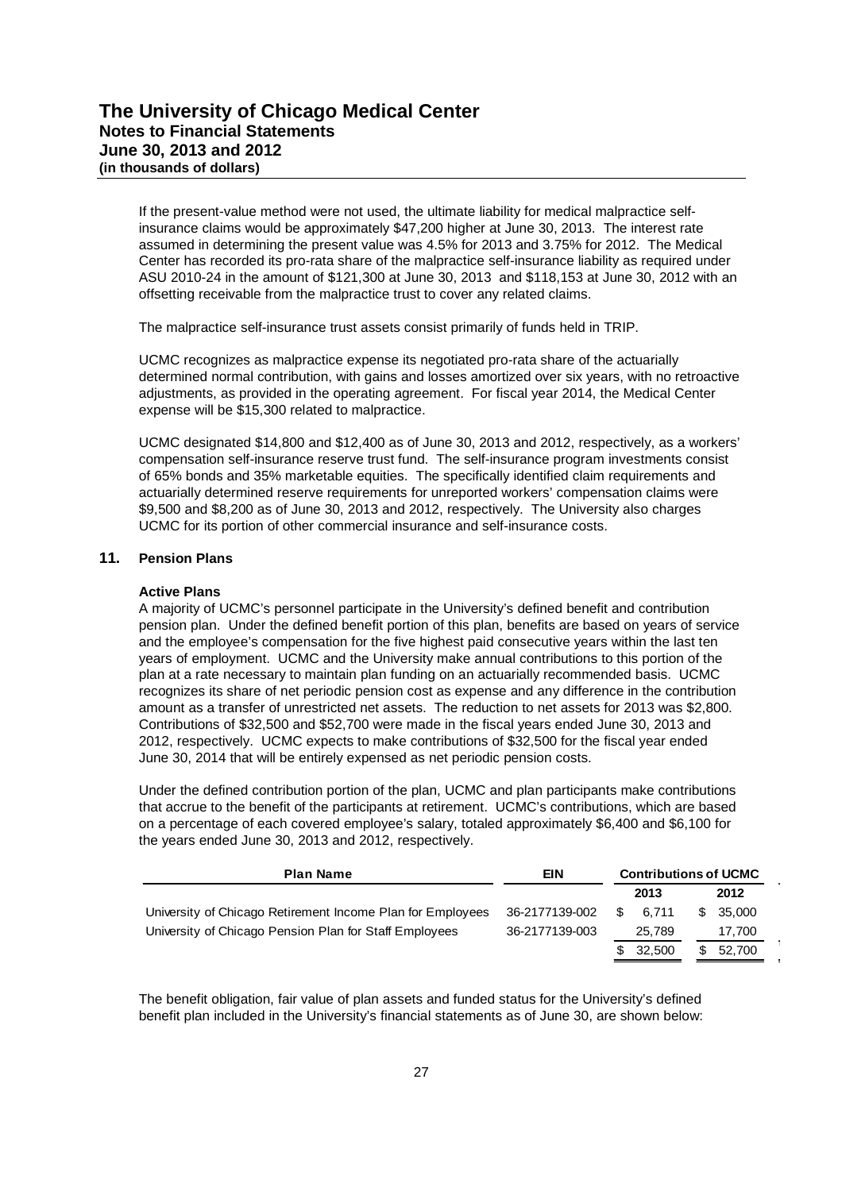If the present-value method were not used, the ultimate liability for medical malpractice self-insurance claims would be approximately $47,200 higher at June 30, 2013. The interest rate assumed in determining the present value was 4.5% for 2013 and 3.75% for 2012. The Medical Center has recorded its pro-rata share of the malpractice self-insurance liability as required under ASU 2010-24 in the amount of $121,300 at June 30, 2013 and $118,153 at June 30, 2012 with an offsetting receivable from the malpractice trust to cover any related claims.

The malpractice self-insurance trust assets consist primarily of funds held in TRIP.

UCMC recognizes as malpractice expense its negotiated pro-rata share of the actuarially determined normal contribution, with gains and losses amortized over six years, with no retroactive adjustments, as provided in the operating agreement. For fiscal year 2014, the Medical Center expense will be $15,300 related to malpractice.

UCMC designated $14,800 and $12,400 as of June 30, 2013 and 2012, respectively, as a workers' compensation self-insurance reserve trust fund. The self-insurance program investments consist of 65% bonds and 35% marketable equities. The specifically identified claim requirements and actuarially determined reserve requirements for unreported workers' compensation claims were $9,500 and $8,200 as of June 30, 2013 and 2012, respectively. The University also charges UCMC for its portion of other commercial insurance and self-insurance costs.

## 11. Pension Plans

### Active Plans

A majority of UCMC's personnel participate in the University's defined benefit and contribution pension plan. Under the defined benefit portion of this plan, benefits are based on years of service and the employee's compensation for the five highest paid consecutive years within the last ten years of employment. UCMC and the University make annual contributions to this portion of the plan at a rate necessary to maintain plan funding on an actuarially recommended basis. UCMC recognizes its share of net periodic pension cost as expense and any difference in the contribution amount as a transfer of unrestricted net assets. The reduction to net assets for 2013 was $2,800. Contributions of $32,500 and $52,700 were made in the fiscal years ended June 30, 2013 and 2012, respectively. UCMC expects to make contributions of $32,500 for the fiscal year ended June 30, 2014 that will be entirely expensed as net periodic pension costs.

Under the defined contribution portion of the plan, UCMC and plan participants make contributions that accrue to the benefit of the participants at retirement. UCMC's contributions, which are based on a percentage of each covered employee's salary, totaled approximately $6,400 and $6,100 for the years ended June 30, 2013 and 2012, respectively.

| Plan Name | EIN | Contributions of UCMC | |
|---|---|---|---|
| | | 2013 | 2012 |
| University of Chicago Retirement Income Plan for Employees | 36-2177139-002 | $ 6,711 | $ 35,000 |
| University of Chicago Pension Plan for Staff Employees | 36-2177139-003 | 25,789 | 17,700 |
| | | $ 32,500 | $ 52,700 |

The benefit obligation, fair value of plan assets and funded status for the University's defined benefit plan included in the University's financial statements as of June 30, are shown below: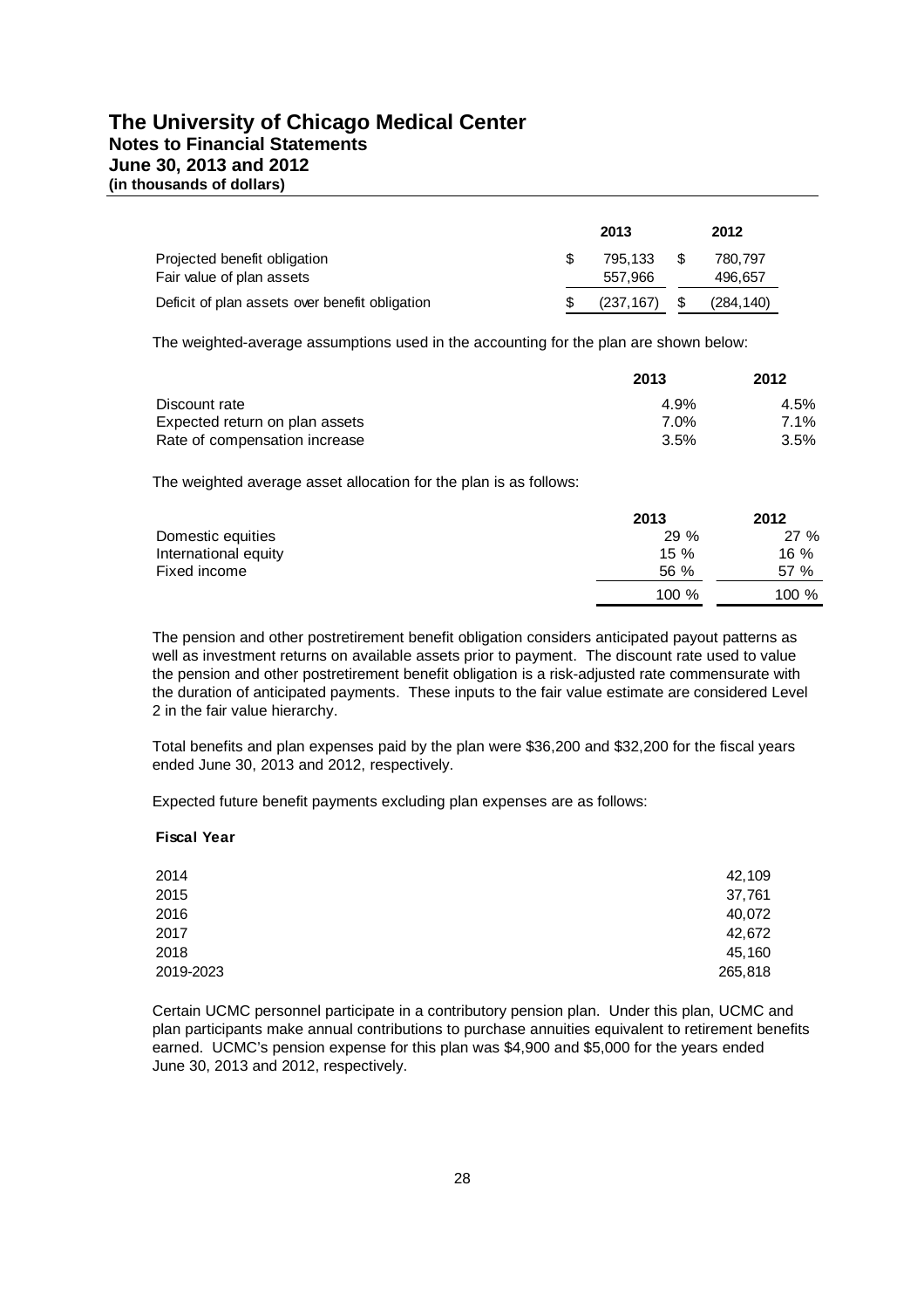|  | 2013 | 2012 |
|---|---|---|
| Projected benefit obligation | $ 795,133 | $ 780,797 |
| Fair value of plan assets | 557,966 | 496,657 |
| Deficit of plan assets over benefit obligation | $ (237,167) | $ (284,140) |

The weighted-average assumptions used in the accounting for the plan are shown below:

|  | 2013 | 2012 |
|---|---|---|
| Discount rate | 4.9% | 4.5% |
| Expected return on plan assets | 7.0% | 7.1% |
| Rate of compensation increase | 3.5% | 3.5% |

The weighted average asset allocation for the plan is as follows:

|  | 2013 | 2012 |
|---|---|---|
| Domestic equities | 29 % | 27 % |
| International equity | 15 % | 16 % |
| Fixed income | 56 % | 57 % |
|  | 100 % | 100 % |

The pension and other postretirement benefit obligation considers anticipated payout patterns as well as investment returns on available assets prior to payment. The discount rate used to value the pension and other postretirement benefit obligation is a risk-adjusted rate commensurate with the duration of anticipated payments. These inputs to the fair value estimate are considered Level 2 in the fair value hierarchy.

Total benefits and plan expenses paid by the plan were $36,200 and $32,200 for the fiscal years ended June 30, 2013 and 2012, respectively.

Expected future benefit payments excluding plan expenses are as follows:

| Fiscal Year |  |
|---|---|
| 2014 | 42,109 |
| 2015 | 37,761 |
| 2016 | 40,072 |
| 2017 | 42,672 |
| 2018 | 45,160 |
| 2019-2023 | 265,818 |

Certain UCMC personnel participate in a contributory pension plan. Under this plan, UCMC and plan participants make annual contributions to purchase annuities equivalent to retirement benefits earned. UCMC's pension expense for this plan was $4,900 and $5,000 for the years ended June 30, 2013 and 2012, respectively.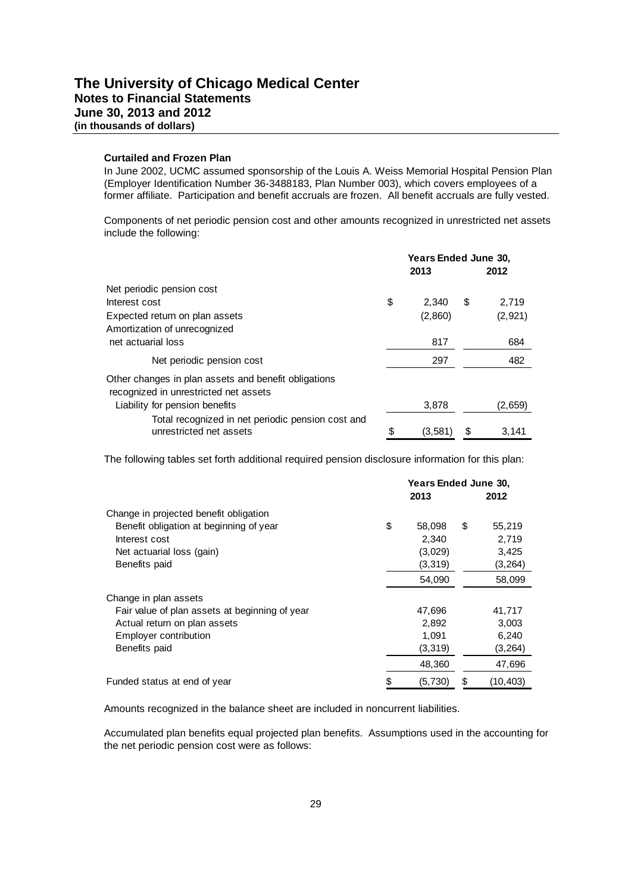### Curtailed and Frozen Plan

In June 2002, UCMC assumed sponsorship of the Louis A. Weiss Memorial Hospital Pension Plan (Employer Identification Number 36-3488183, Plan Number 003), which covers employees of a former affiliate. Participation and benefit accruals are frozen. All benefit accruals are fully vested.

Components of net periodic pension cost and other amounts recognized in unrestricted net assets include the following:

| | Years Ended June 30, 2013 | Years Ended June 30, 2012 |
|---|---|---|
| Net periodic pension cost | | |
| Interest cost | $ 2,340 | $ 2,719 |
| Expected return on plan assets | (2,860) | (2,921) |
| Amortization of unrecognized net actuarial loss | 817 | 684 |
| Net periodic pension cost | 297 | 482 |
| Other changes in plan assets and benefit obligations recognized in unrestricted net assets | | |
| Liability for pension benefits | 3,878 | (2,659) |
| Total recognized in net periodic pension cost and unrestricted net assets | $ (3,581) | $ 3,141 |

The following tables set forth additional required pension disclosure information for this plan:

| | Years Ended June 30, 2013 | Years Ended June 30, 2012 |
|---|---|---|
| Change in projected benefit obligation | | |
| Benefit obligation at beginning of year | $ 58,098 | $ 55,219 |
| Interest cost | 2,340 | 2,719 |
| Net actuarial loss (gain) | (3,029) | 3,425 |
| Benefits paid | (3,319) | (3,264) |
| | 54,090 | 58,099 |
| Change in plan assets | | |
| Fair value of plan assets at beginning of year | 47,696 | 41,717 |
| Actual return on plan assets | 2,892 | 3,003 |
| Employer contribution | 1,091 | 6,240 |
| Benefits paid | (3,319) | (3,264) |
| | 48,360 | 47,696 |
| Funded status at end of year | $ (5,730) | $ (10,403) |

Amounts recognized in the balance sheet are included in noncurrent liabilities.

Accumulated plan benefits equal projected plan benefits. Assumptions used in the accounting for the net periodic pension cost were as follows: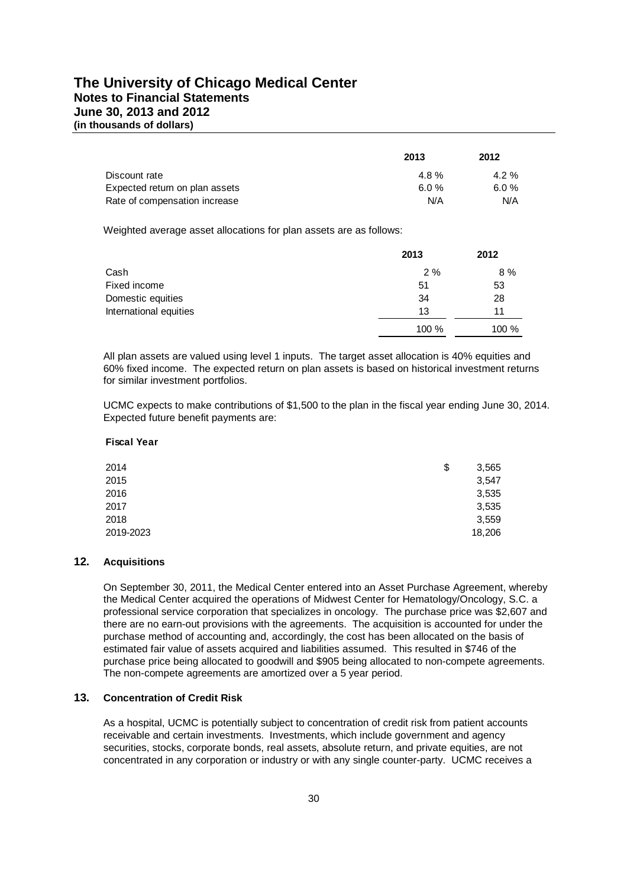|  | 2013 | 2012 |
|---|---|---|
| Discount rate | 4.8 % | 4.2 % |
| Expected return on plan assets | 6.0 % | 6.0 % |
| Rate of compensation increase | N/A | N/A |

Weighted average asset allocations for plan assets are as follows:

|  | 2013 | 2012 |
|---|---|---|
| Cash | 2 % | 8 % |
| Fixed income | 51 | 53 |
| Domestic equities | 34 | 28 |
| International equities | 13 | 11 |
|  | 100 % | 100 % |

All plan assets are valued using level 1 inputs. The target asset allocation is 40% equities and 60% fixed income. The expected return on plan assets is based on historical investment returns for similar investment portfolios.

UCMC expects to make contributions of $1,500 to the plan in the fiscal year ending June 30, 2014. Expected future benefit payments are:

| Fiscal Year |  |
|---|---|
| 2014 | $ 3,565 |
| 2015 | 3,547 |
| 2016 | 3,535 |
| 2017 | 3,535 |
| 2018 | 3,559 |
| 2019-2023 | 18,206 |

## 12. Acquisitions

On September 30, 2011, the Medical Center entered into an Asset Purchase Agreement, whereby the Medical Center acquired the operations of Midwest Center for Hematology/Oncology, S.C. a professional service corporation that specializes in oncology. The purchase price was $2,607 and there are no earn-out provisions with the agreements. The acquisition is accounted for under the purchase method of accounting and, accordingly, the cost has been allocated on the basis of estimated fair value of assets acquired and liabilities assumed. This resulted in $746 of the purchase price being allocated to goodwill and $905 being allocated to non-compete agreements. The non-compete agreements are amortized over a 5 year period.

## 13. Concentration of Credit Risk

As a hospital, UCMC is potentially subject to concentration of credit risk from patient accounts receivable and certain investments. Investments, which include government and agency securities, stocks, corporate bonds, real assets, absolute return, and private equities, are not concentrated in any corporation or industry or with any single counter-party. UCMC receives a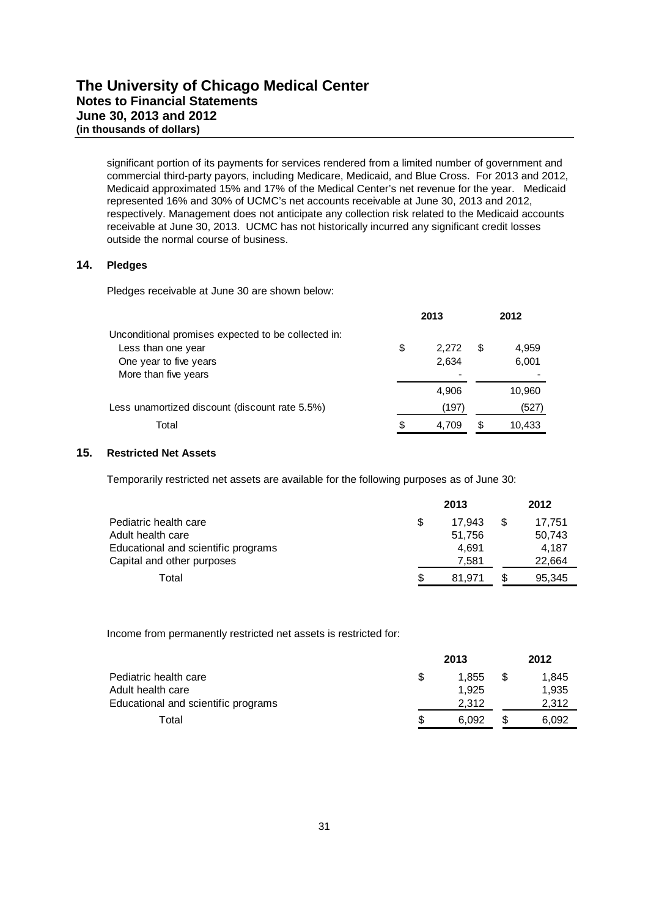significant portion of its payments for services rendered from a limited number of government and commercial third-party payors, including Medicare, Medicaid, and Blue Cross. For 2013 and 2012, Medicaid approximated 15% and 17% of the Medical Center's net revenue for the year. Medicaid represented 16% and 30% of UCMC's net accounts receivable at June 30, 2013 and 2012, respectively. Management does not anticipate any collection risk related to the Medicaid accounts receivable at June 30, 2013. UCMC has not historically incurred any significant credit losses outside the normal course of business.

## 14. Pledges

Pledges receivable at June 30 are shown below:

| | 2013 | 2012 |
|---|---|---|
| Unconditional promises expected to be collected in: | | |
| Less than one year | $ 2,272 | $ 4,959 |
| One year to five years | 2,634 | 6,001 |
| More than five years | - | - |
| | 4,906 | 10,960 |
| Less unamortized discount (discount rate 5.5%) | (197) | (527) |
| Total | $ 4,709 | $ 10,433 |

## 15. Restricted Net Assets

Temporarily restricted net assets are available for the following purposes as of June 30:

| | 2013 | 2012 |
|---|---|---|
| Pediatric health care | $ 17,943 | $ 17,751 |
| Adult health care | 51,756 | 50,743 |
| Educational and scientific programs | 4,691 | 4,187 |
| Capital and other purposes | 7,581 | 22,664 |
| Total | $ 81,971 | $ 95,345 |

Income from permanently restricted net assets is restricted for:

| | 2013 | 2012 |
|---|---|---|
| Pediatric health care | $ 1,855 | $ 1,845 |
| Adult health care | 1,925 | 1,935 |
| Educational and scientific programs | 2,312 | 2,312 |
| Total | $ 6,092 | $ 6,092 |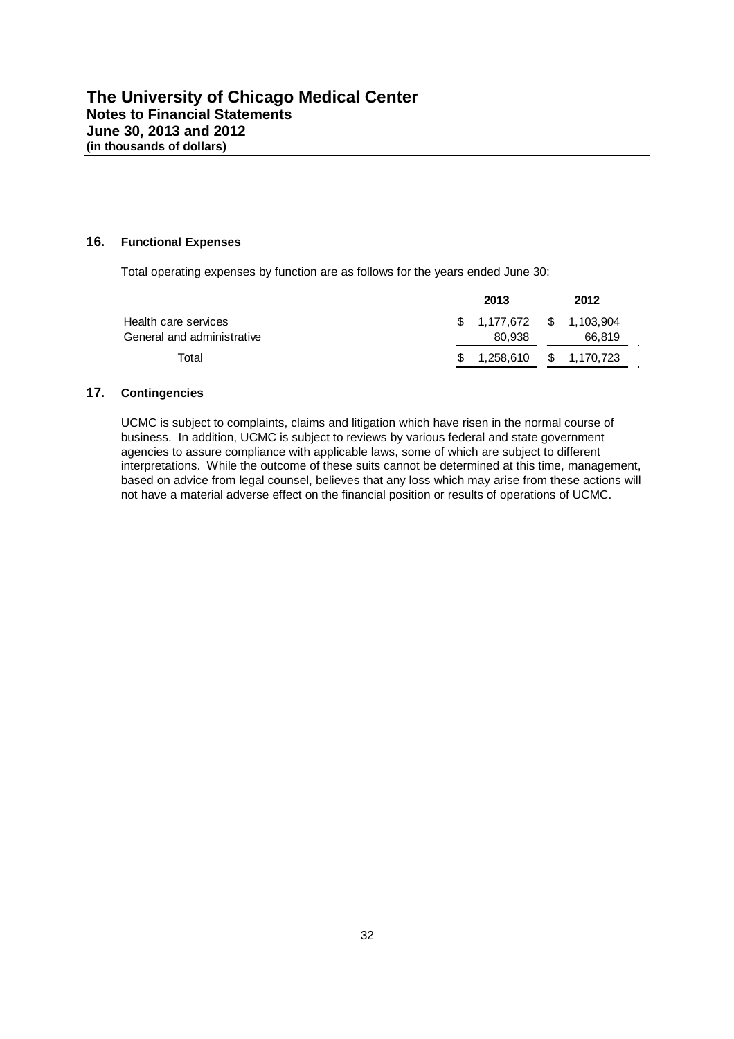# The University of Chicago Medical Center
## Notes to Financial Statements
## June 30, 2013 and 2012
**(in thousands of dollars)**

### 16. Functional Expenses

Total operating expenses by function are as follows for the years ended June 30:

| | 2013 | 2012 |
|---|---|---|
| Health care services | $ 1,177,672 | $ 1,103,904 |
| General and administrative | 80,938 | 66,819 |
| Total | $ 1,258,610 | $ 1,170,723 |

### 17. Contingencies

UCMC is subject to complaints, claims and litigation which have risen in the normal course of business. In addition, UCMC is subject to reviews by various federal and state government agencies to assure compliance with applicable laws, some of which are subject to different interpretations. While the outcome of these suits cannot be determined at this time, management, based on advice from legal counsel, believes that any loss which may arise from these actions will not have a material adverse effect on the financial position or results of operations of UCMC.